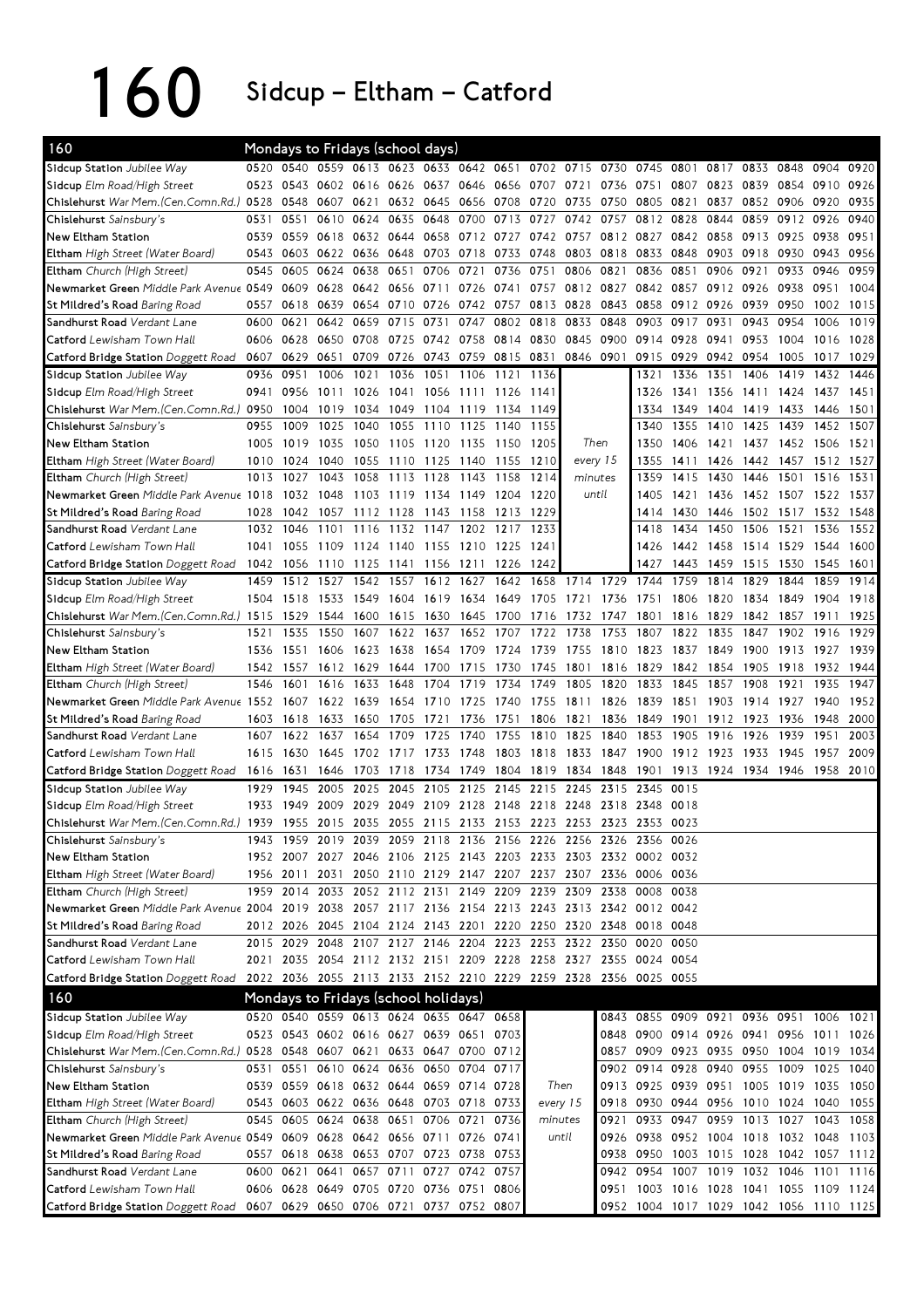# 160 Sidcup – Eltham – Catford

## Mondays to Fridays (school days)

| 160 | | | | | | | | | | | | | | | | | | |
|---|---|---|---|---|---|---|---|---|---|---|---|---|---|---|---|---|---|---|
| Sidcup Station Jubilee Way | 0520 | 0540 | 0559 | 0613 | 0623 | 0633 | 0642 | 0651 | 0702 | 0715 | 0730 | 0745 | 0801 | 0817 | 0833 | 0848 | 0904 | 0920 |
| Sidcup Elm Road/High Street | 0523 | 0543 | 0602 | 0616 | 0626 | 0637 | 0646 | 0656 | 0707 | 0721 | 0736 | 0751 | 0807 | 0823 | 0839 | 0854 | 0910 | 0926 |
| Chislehurst War Mem.(Cen.Comn.Rd.) | 0528 | 0548 | 0607 | 0621 | 0632 | 0645 | 0656 | 0708 | 0720 | 0735 | 0750 | 0805 | 0821 | 0837 | 0852 | 0906 | 0920 | 0935 |
| Chislehurst Sainsbury's | 0531 | 0551 | 0610 | 0624 | 0635 | 0648 | 0700 | 0713 | 0727 | 0742 | 0757 | 0812 | 0828 | 0844 | 0859 | 0912 | 0926 | 0940 |
| New Eltham Station | 0539 | 0559 | 0618 | 0632 | 0644 | 0658 | 0712 | 0727 | 0742 | 0757 | 0812 | 0827 | 0842 | 0858 | 0913 | 0925 | 0938 | 0951 |
| Eltham High Street (Water Board) | 0543 | 0603 | 0622 | 0636 | 0648 | 0703 | 0718 | 0733 | 0748 | 0803 | 0818 | 0833 | 0848 | 0903 | 0918 | 0930 | 0943 | 0956 |
| Eltham Church (High Street) | 0545 | 0605 | 0624 | 0638 | 0651 | 0706 | 0721 | 0736 | 0751 | 0806 | 0821 | 0836 | 0851 | 0906 | 0921 | 0933 | 0946 | 0959 |
| Newmarket Green Middle Park Avenue | 0549 | 0609 | 0628 | 0642 | 0656 | 0711 | 0726 | 0741 | 0757 | 0812 | 0827 | 0842 | 0857 | 0912 | 0926 | 0938 | 0951 | 1004 |
| St Mildred's Road Baring Road | 0557 | 0618 | 0639 | 0654 | 0710 | 0726 | 0742 | 0757 | 0813 | 0828 | 0843 | 0858 | 0912 | 0926 | 0939 | 0950 | 1002 | 1015 |
| Sandhurst Road Verdant Lane | 0600 | 0621 | 0642 | 0659 | 0715 | 0731 | 0747 | 0802 | 0818 | 0833 | 0848 | 0903 | 0917 | 0931 | 0943 | 0954 | 1006 | 1019 |
| Catford Lewisham Town Hall | 0606 | 0628 | 0650 | 0708 | 0725 | 0742 | 0758 | 0814 | 0830 | 0845 | 0900 | 0914 | 0928 | 0941 | 0953 | 1004 | 1016 | 1028 |
| Catford Bridge Station Doggett Road | 0607 | 0629 | 0651 | 0709 | 0726 | 0743 | 0759 | 0815 | 0831 | 0846 | 0901 | 0915 | 0929 | 0942 | 0954 | 1005 | 1017 | 1029 |
| Sidcup Station Jubilee Way | 0936 | 0951 | 1006 | 1021 | 1036 | 1051 | 1106 | 1121 | 1136 | | | 1321 | 1336 | 1351 | 1406 | 1419 | 1432 | 1446 |
| Sidcup Elm Road/High Street | 0941 | 0956 | 1011 | 1026 | 1041 | 1056 | 1111 | 1126 | 1141 | | | 1326 | 1341 | 1356 | 1411 | 1424 | 1437 | 1451 |
| Chislehurst War Mem.(Cen.Comn.Rd.) | 0950 | 1004 | 1019 | 1034 | 1049 | 1104 | 1119 | 1134 | 1149 | | | 1334 | 1349 | 1404 | 1419 | 1433 | 1446 | 1501 |
| Chislehurst Sainsbury's | 0955 | 1009 | 1025 | 1040 | 1055 | 1110 | 1125 | 1140 | 1155 | Then | | 1340 | 1355 | 1410 | 1425 | 1439 | 1452 | 1507 |
| New Eltham Station | 1005 | 1019 | 1035 | 1050 | 1105 | 1120 | 1135 | 1150 | 1205 | every 15 | | 1350 | 1406 | 1421 | 1437 | 1452 | 1506 | 1521 |
| Eltham High Street (Water Board) | 1010 | 1024 | 1040 | 1055 | 1110 | 1125 | 1140 | 1155 | 1210 | minutes | | 1355 | 1411 | 1426 | 1442 | 1457 | 1512 | 1527 |
| Eltham Church (High Street) | 1013 | 1027 | 1043 | 1058 | 1113 | 1128 | 1143 | 1158 | 1214 | until | | 1359 | 1415 | 1430 | 1446 | 1501 | 1516 | 1531 |
| Newmarket Green Middle Park Avenue | 1018 | 1032 | 1048 | 1103 | 1119 | 1134 | 1149 | 1204 | 1220 | | | 1405 | 1421 | 1436 | 1452 | 1507 | 1522 | 1537 |
| St Mildred's Road Baring Road | 1028 | 1042 | 1057 | 1112 | 1128 | 1143 | 1158 | 1213 | 1229 | | | 1414 | 1430 | 1446 | 1502 | 1517 | 1532 | 1548 |
| Sandhurst Road Verdant Lane | 1032 | 1046 | 1101 | 1116 | 1132 | 1147 | 1202 | 1217 | 1233 | | | 1418 | 1434 | 1450 | 1506 | 1521 | 1536 | 1552 |
| Catford Lewisham Town Hall | 1041 | 1055 | 1109 | 1124 | 1140 | 1155 | 1210 | 1225 | 1241 | | | 1426 | 1442 | 1458 | 1514 | 1529 | 1544 | 1600 |
| Catford Bridge Station Doggett Road | 1042 | 1056 | 1110 | 1125 | 1141 | 1156 | 1211 | 1226 | 1242 | | | 1427 | 1443 | 1459 | 1515 | 1530 | 1545 | 1601 |
| Sidcup Station Jubilee Way | 1459 | 1512 | 1527 | 1542 | 1557 | 1612 | 1627 | 1642 | 1658 | 1714 | 1729 | 1744 | 1759 | 1814 | 1829 | 1844 | 1859 | 1914 |
| Sidcup Elm Road/High Street | 1504 | 1518 | 1533 | 1549 | 1604 | 1619 | 1634 | 1649 | 1705 | 1721 | 1736 | 1751 | 1806 | 1820 | 1834 | 1849 | 1904 | 1918 |
| Chislehurst War Mem.(Cen.Comn.Rd.) | 1515 | 1529 | 1544 | 1600 | 1615 | 1630 | 1645 | 1700 | 1716 | 1732 | 1747 | 1801 | 1816 | 1829 | 1842 | 1857 | 1911 | 1925 |
| Chislehurst Sainsbury's | 1521 | 1535 | 1550 | 1607 | 1622 | 1637 | 1652 | 1707 | 1722 | 1738 | 1753 | 1807 | 1822 | 1835 | 1847 | 1902 | 1916 | 1929 |
| New Eltham Station | 1536 | 1551 | 1606 | 1623 | 1638 | 1654 | 1709 | 1724 | 1739 | 1755 | 1810 | 1823 | 1837 | 1849 | 1900 | 1913 | 1927 | 1939 |
| Eltham High Street (Water Board) | 1542 | 1557 | 1612 | 1629 | 1644 | 1700 | 1715 | 1730 | 1745 | 1801 | 1816 | 1829 | 1842 | 1854 | 1905 | 1918 | 1932 | 1944 |
| Eltham Church (High Street) | 1546 | 1601 | 1616 | 1633 | 1648 | 1704 | 1719 | 1734 | 1749 | 1805 | 1820 | 1833 | 1845 | 1857 | 1908 | 1921 | 1935 | 1947 |
| Newmarket Green Middle Park Avenue | 1552 | 1607 | 1622 | 1639 | 1654 | 1710 | 1725 | 1740 | 1755 | 1811 | 1826 | 1839 | 1851 | 1903 | 1914 | 1927 | 1940 | 1952 |
| St Mildred's Road Baring Road | 1603 | 1618 | 1633 | 1650 | 1705 | 1721 | 1736 | 1751 | 1806 | 1821 | 1836 | 1849 | 1901 | 1912 | 1923 | 1936 | 1948 | 2000 |
| Sandhurst Road Verdant Lane | 1607 | 1622 | 1637 | 1654 | 1709 | 1725 | 1740 | 1755 | 1810 | 1825 | 1840 | 1853 | 1905 | 1916 | 1926 | 1939 | 1951 | 2003 |
| Catford Lewisham Town Hall | 1615 | 1630 | 1645 | 1702 | 1717 | 1733 | 1748 | 1803 | 1818 | 1833 | 1847 | 1900 | 1912 | 1923 | 1933 | 1945 | 1957 | 2009 |
| Catford Bridge Station Doggett Road | 1616 | 1631 | 1646 | 1703 | 1718 | 1734 | 1749 | 1804 | 1819 | 1834 | 1848 | 1901 | 1913 | 1924 | 1934 | 1946 | 1958 | 2010 |
| Sidcup Station Jubilee Way | 1929 | 1945 | 2005 | 2025 | 2045 | 2105 | 2125 | 2145 | 2215 | 2245 | 2315 | 2345 | 0015 | | | | | |
| Sidcup Elm Road/High Street | 1933 | 1949 | 2009 | 2029 | 2049 | 2109 | 2128 | 2148 | 2218 | 2248 | 2318 | 2348 | 0018 | | | | | |
| Chislehurst War Mem.(Cen.Comn.Rd.) | 1939 | 1955 | 2015 | 2035 | 2055 | 2115 | 2133 | 2153 | 2223 | 2253 | 2323 | 2353 | 0023 | | | | | |
| Chislehurst Sainsbury's | 1943 | 1959 | 2019 | 2039 | 2059 | 2118 | 2136 | 2156 | 2226 | 2256 | 2326 | 2356 | 0026 | | | | | |
| New Eltham Station | 1952 | 2007 | 2027 | 2046 | 2106 | 2125 | 2143 | 2203 | 2233 | 2303 | 2332 | 0002 | 0032 | | | | | |
| Eltham High Street (Water Board) | 1956 | 2011 | 2031 | 2050 | 2110 | 2129 | 2147 | 2207 | 2237 | 2307 | 2336 | 0006 | 0036 | | | | | |
| Eltham Church (High Street) | 1959 | 2014 | 2033 | 2052 | 2112 | 2131 | 2149 | 2209 | 2239 | 2309 | 2338 | 0008 | 0038 | | | | | |
| Newmarket Green Middle Park Avenue | 2004 | 2019 | 2038 | 2057 | 2117 | 2136 | 2154 | 2213 | 2243 | 2313 | 2342 | 0012 | 0042 | | | | | |
| St Mildred's Road Baring Road | 2012 | 2026 | 2045 | 2104 | 2124 | 2143 | 2201 | 2220 | 2250 | 2320 | 2348 | 0018 | 0048 | | | | | |
| Sandhurst Road Verdant Lane | 2015 | 2029 | 2048 | 2107 | 2127 | 2146 | 2204 | 2223 | 2253 | 2322 | 2350 | 0020 | 0050 | | | | | |
| Catford Lewisham Town Hall | 2021 | 2035 | 2054 | 2112 | 2132 | 2151 | 2209 | 2228 | 2258 | 2327 | 2355 | 0024 | 0054 | | | | | |
| Catford Bridge Station Doggett Road | 2022 | 2036 | 2055 | 2113 | 2133 | 2152 | 2210 | 2229 | 2259 | 2328 | 2356 | 0025 | 0055 | | | | | |

## Mondays to Fridays (school holidays)

| 160 | | | | | | | | | | | | | | | | | | |
|---|---|---|---|---|---|---|---|---|---|---|---|---|---|---|---|---|---|---|
| Sidcup Station Jubilee Way | 0520 | 0540 | 0559 | 0613 | 0624 | 0635 | 0647 | 0658 | | | 0843 | 0855 | 0909 | 0921 | 0936 | 0951 | 1006 | 1021 |
| Sidcup Elm Road/High Street | 0523 | 0543 | 0602 | 0616 | 0627 | 0639 | 0651 | 0703 | | | 0848 | 0900 | 0914 | 0926 | 0941 | 0956 | 1011 | 1026 |
| Chislehurst War Mem.(Cen.Comn.Rd.) | 0528 | 0548 | 0607 | 0621 | 0633 | 0647 | 0700 | 0712 | | | 0857 | 0909 | 0923 | 0935 | 0950 | 1004 | 1019 | 1034 |
| Chislehurst Sainsbury's | 0531 | 0551 | 0610 | 0624 | 0636 | 0650 | 0704 | 0717 | | | 0902 | 0914 | 0928 | 0940 | 0955 | 1009 | 1025 | 1040 |
| New Eltham Station | 0539 | 0559 | 0618 | 0632 | 0644 | 0659 | 0714 | 0728 | Then | | 0913 | 0925 | 0939 | 0951 | 1005 | 1019 | 1035 | 1050 |
| Eltham High Street (Water Board) | 0543 | 0603 | 0622 | 0636 | 0648 | 0703 | 0718 | 0733 | every 15 | | 0918 | 0930 | 0944 | 0956 | 1010 | 1024 | 1040 | 1055 |
| Eltham Church (High Street) | 0545 | 0605 | 0624 | 0638 | 0651 | 0706 | 0721 | 0736 | minutes | | 0921 | 0933 | 0947 | 0959 | 1013 | 1027 | 1043 | 1058 |
| Newmarket Green Middle Park Avenue | 0549 | 0609 | 0628 | 0642 | 0656 | 0711 | 0726 | 0741 | until | | 0926 | 0938 | 0952 | 1004 | 1018 | 1032 | 1048 | 1103 |
| St Mildred's Road Baring Road | 0557 | 0618 | 0638 | 0653 | 0707 | 0723 | 0738 | 0753 | | | 0938 | 0950 | 1003 | 1015 | 1028 | 1042 | 1057 | 1112 |
| Sandhurst Road Verdant Lane | 0600 | 0621 | 0641 | 0657 | 0711 | 0727 | 0742 | 0757 | | | 0942 | 0954 | 1007 | 1019 | 1032 | 1046 | 1101 | 1116 |
| Catford Lewisham Town Hall | 0606 | 0628 | 0649 | 0705 | 0720 | 0736 | 0751 | 0806 | | | 0951 | 1003 | 1016 | 1028 | 1041 | 1055 | 1109 | 1124 |
| Catford Bridge Station Doggett Road | 0607 | 0629 | 0650 | 0706 | 0721 | 0737 | 0752 | 0807 | | | 0952 | 1004 | 1017 | 1029 | 1042 | 1056 | 1110 | 1125 |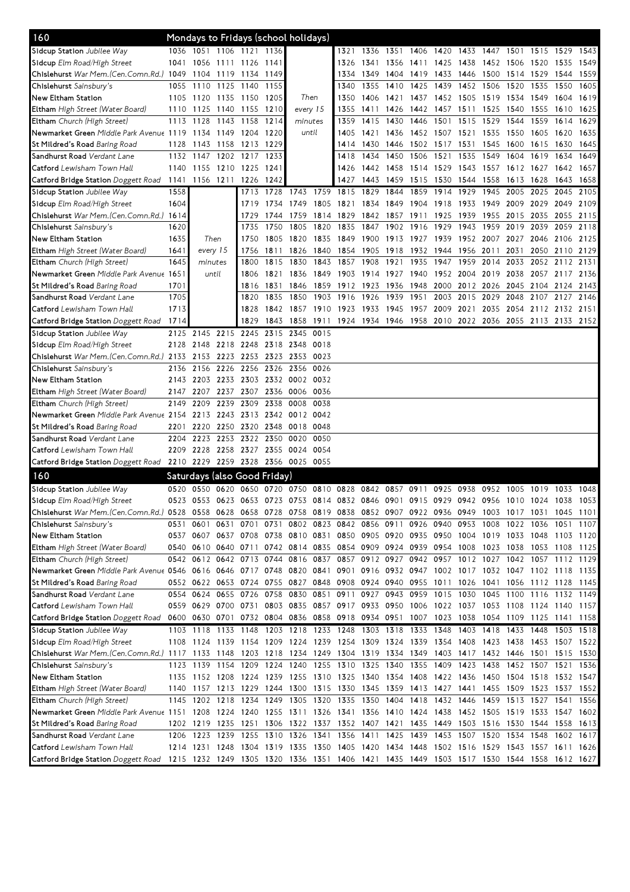## 160 Mondays to Fridays (school holidays)

| Stop | | | | | | | | | | | | | | | | | |
|---|---|---|---|---|---|---|---|---|---|---|---|---|---|---|---|---|---|
| Sidcup Station Jubilee Way | 1036 | 1051 | 1106 | 1121 | 1136 | Then every 15 minutes until | | 1321 | 1336 | 1351 | 1406 | 1420 | 1433 | 1447 | 1501 | 1515 | 1529 | 1543 |
| Sidcup Elm Road/High Street | 1041 | 1056 | 1111 | 1126 | 1141 | | | 1326 | 1341 | 1356 | 1411 | 1425 | 1438 | 1452 | 1506 | 1520 | 1535 | 1549 |
| Chislehurst War Mem.(Cen.Comn.Rd.) | 1049 | 1104 | 1119 | 1134 | 1149 | | | 1334 | 1349 | 1404 | 1419 | 1433 | 1446 | 1500 | 1514 | 1529 | 1544 | 1559 |
| Chislehurst Sainsbury's | 1055 | 1110 | 1125 | 1140 | 1155 | | | 1340 | 1355 | 1410 | 1425 | 1439 | 1452 | 1506 | 1520 | 1535 | 1550 | 1605 |
| New Eltham Station | 1105 | 1120 | 1135 | 1150 | 1205 | | | 1350 | 1406 | 1421 | 1437 | 1452 | 1505 | 1519 | 1534 | 1549 | 1604 | 1619 |
| Eltham High Street (Water Board) | 1110 | 1125 | 1140 | 1155 | 1210 | | | 1355 | 1411 | 1426 | 1442 | 1457 | 1511 | 1525 | 1540 | 1555 | 1610 | 1625 |
| Eltham Church (High Street) | 1113 | 1128 | 1143 | 1158 | 1214 | | | 1359 | 1415 | 1430 | 1446 | 1501 | 1515 | 1529 | 1544 | 1559 | 1614 | 1629 |
| Newmarket Green Middle Park Avenue | 1119 | 1134 | 1149 | 1204 | 1220 | | | 1405 | 1421 | 1436 | 1452 | 1507 | 1521 | 1535 | 1550 | 1605 | 1620 | 1635 |
| St Mildred's Road Baring Road | 1128 | 1143 | 1158 | 1213 | 1229 | | | 1414 | 1430 | 1446 | 1502 | 1517 | 1531 | 1545 | 1600 | 1615 | 1630 | 1645 |
| Sandhurst Road Verdant Lane | 1132 | 1147 | 1202 | 1217 | 1233 | | | 1418 | 1434 | 1450 | 1506 | 1521 | 1535 | 1549 | 1604 | 1619 | 1634 | 1649 |
| Catford Lewisham Town Hall | 1140 | 1155 | 1210 | 1225 | 1241 | | | 1426 | 1442 | 1458 | 1514 | 1529 | 1543 | 1557 | 1612 | 1627 | 1642 | 1657 |
| Catford Bridge Station Doggett Road | 1141 | 1156 | 1211 | 1226 | 1242 | | | 1427 | 1443 | 1459 | 1515 | 1530 | 1544 | 1558 | 1613 | 1628 | 1643 | 1658 |

| Stop | | | | | | | | | | | | | | | | | |
|---|---|---|---|---|---|---|---|---|---|---|---|---|---|---|---|---|---|
| Sidcup Station Jubilee Way | 1558 | Then every 15 minutes until | | 1713 | 1728 | 1743 | 1759 | 1815 | 1829 | 1844 | 1859 | 1914 | 1929 | 1945 | 2005 | 2025 | 2045 | 2105 |
| Sidcup Elm Road/High Street | 1604 | | | 1719 | 1734 | 1749 | 1805 | 1821 | 1834 | 1849 | 1904 | 1918 | 1933 | 1949 | 2009 | 2029 | 2049 | 2109 |
| Chislehurst War Mem.(Cen.Comn.Rd.) | 1614 | | | 1729 | 1744 | 1759 | 1814 | 1829 | 1842 | 1857 | 1911 | 1925 | 1939 | 1955 | 2015 | 2035 | 2055 | 2115 |
| Chislehurst Sainsbury's | 1620 | | | 1735 | 1750 | 1805 | 1820 | 1835 | 1847 | 1902 | 1916 | 1929 | 1943 | 1959 | 2019 | 2039 | 2059 | 2118 |
| New Eltham Station | 1635 | | | 1750 | 1805 | 1820 | 1835 | 1849 | 1900 | 1913 | 1927 | 1939 | 1952 | 2007 | 2027 | 2046 | 2106 | 2125 |
| Eltham High Street (Water Board) | 1641 | | | 1756 | 1811 | 1826 | 1840 | 1854 | 1905 | 1918 | 1932 | 1944 | 1956 | 2011 | 2031 | 2050 | 2110 | 2129 |
| Eltham Church (High Street) | 1645 | | | 1800 | 1815 | 1830 | 1843 | 1857 | 1908 | 1921 | 1935 | 1947 | 1959 | 2014 | 2033 | 2052 | 2112 | 2131 |
| Newmarket Green Middle Park Avenue | 1651 | | | 1806 | 1821 | 1836 | 1849 | 1903 | 1914 | 1927 | 1940 | 1952 | 2004 | 2019 | 2038 | 2057 | 2117 | 2136 |
| St Mildred's Road Baring Road | 1701 | | | 1816 | 1831 | 1846 | 1859 | 1912 | 1923 | 1936 | 1948 | 2000 | 2012 | 2026 | 2045 | 2104 | 2124 | 2143 |
| Sandhurst Road Verdant Lane | 1705 | | | 1820 | 1835 | 1850 | 1903 | 1916 | 1926 | 1939 | 1951 | 2003 | 2015 | 2029 | 2048 | 2107 | 2127 | 2146 |
| Catford Lewisham Town Hall | 1713 | | | 1828 | 1842 | 1857 | 1910 | 1923 | 1933 | 1945 | 1957 | 2009 | 2021 | 2035 | 2054 | 2112 | 2132 | 2151 |
| Catford Bridge Station Doggett Road | 1714 | | | 1829 | 1843 | 1858 | 1911 | 1924 | 1934 | 1946 | 1958 | 2010 | 2022 | 2036 | 2055 | 2113 | 2133 | 2152 |

| Stop | | | | | | | |
|---|---|---|---|---|---|---|---|
| Sidcup Station Jubilee Way | 2125 | 2145 | 2215 | 2245 | 2315 | 2345 | 0015 |
| Sidcup Elm Road/High Street | 2128 | 2148 | 2218 | 2248 | 2318 | 2348 | 0018 |
| Chislehurst War Mem.(Cen.Comn.Rd.) | 2133 | 2153 | 2223 | 2253 | 2323 | 2353 | 0023 |
| Chislehurst Sainsbury's | 2136 | 2156 | 2226 | 2256 | 2326 | 2356 | 0026 |
| New Eltham Station | 2143 | 2203 | 2233 | 2303 | 2332 | 0002 | 0032 |
| Eltham High Street (Water Board) | 2147 | 2207 | 2237 | 2307 | 2336 | 0006 | 0036 |
| Eltham Church (High Street) | 2149 | 2209 | 2239 | 2309 | 2338 | 0008 | 0038 |
| Newmarket Green Middle Park Avenue | 2154 | 2213 | 2243 | 2313 | 2342 | 0012 | 0042 |
| St Mildred's Road Baring Road | 2201 | 2220 | 2250 | 2320 | 2348 | 0018 | 0048 |
| Sandhurst Road Verdant Lane | 2204 | 2223 | 2253 | 2322 | 2350 | 0020 | 0050 |
| Catford Lewisham Town Hall | 2209 | 2228 | 2258 | 2327 | 2355 | 0024 | 0054 |
| Catford Bridge Station Doggett Road | 2210 | 2229 | 2259 | 2328 | 2356 | 0025 | 0055 |

## 160 Saturdays (also Good Friday)

| Stop | | | | | | | | | | | | | | | | | |
|---|---|---|---|---|---|---|---|---|---|---|---|---|---|---|---|---|---|
| Sidcup Station Jubilee Way | 0520 | 0550 | 0620 | 0650 | 0720 | 0750 | 0810 | 0828 | 0842 | 0857 | 0911 | 0925 | 0938 | 0952 | 1005 | 1019 | 1033 | 1048 |
| Sidcup Elm Road/High Street | 0523 | 0553 | 0623 | 0653 | 0723 | 0753 | 0814 | 0832 | 0846 | 0901 | 0915 | 0929 | 0942 | 0956 | 1010 | 1024 | 1038 | 1053 |
| Chislehurst War Mem.(Cen.Comn.Rd.) | 0528 | 0558 | 0628 | 0658 | 0728 | 0758 | 0819 | 0838 | 0852 | 0907 | 0922 | 0936 | 0949 | 1003 | 1017 | 1031 | 1045 | 1101 |
| Chislehurst Sainsbury's | 0531 | 0601 | 0631 | 0701 | 0731 | 0802 | 0823 | 0842 | 0856 | 0911 | 0926 | 0940 | 0953 | 1008 | 1022 | 1036 | 1051 | 1107 |
| New Eltham Station | 0537 | 0607 | 0637 | 0708 | 0738 | 0810 | 0831 | 0850 | 0905 | 0920 | 0935 | 0950 | 1004 | 1019 | 1033 | 1048 | 1103 | 1120 |
| Eltham High Street (Water Board) | 0540 | 0610 | 0640 | 0711 | 0742 | 0814 | 0835 | 0854 | 0909 | 0924 | 0939 | 0954 | 1008 | 1023 | 1038 | 1053 | 1108 | 1125 |
| Eltham Church (High Street) | 0542 | 0612 | 0642 | 0713 | 0744 | 0816 | 0837 | 0857 | 0912 | 0927 | 0942 | 0957 | 1012 | 1027 | 1042 | 1057 | 1112 | 1129 |
| Newmarket Green Middle Park Avenue | 0546 | 0616 | 0646 | 0717 | 0748 | 0820 | 0841 | 0901 | 0916 | 0932 | 0947 | 1002 | 1017 | 1032 | 1047 | 1102 | 1118 | 1135 |
| St Mildred's Road Baring Road | 0552 | 0622 | 0653 | 0724 | 0755 | 0827 | 0848 | 0908 | 0924 | 0940 | 0955 | 1011 | 1026 | 1041 | 1056 | 1112 | 1128 | 1145 |
| Sandhurst Road Verdant Lane | 0554 | 0624 | 0655 | 0726 | 0758 | 0830 | 0851 | 0911 | 0927 | 0943 | 0959 | 1015 | 1030 | 1045 | 1100 | 1116 | 1132 | 1149 |
| Catford Lewisham Town Hall | 0559 | 0629 | 0700 | 0731 | 0803 | 0835 | 0857 | 0917 | 0933 | 0950 | 1006 | 1022 | 1037 | 1053 | 1108 | 1124 | 1140 | 1157 |
| Catford Bridge Station Doggett Road | 0600 | 0630 | 0701 | 0732 | 0804 | 0836 | 0858 | 0918 | 0934 | 0951 | 1007 | 1023 | 1038 | 1054 | 1109 | 1125 | 1141 | 1158 |

| Stop | | | | | | | | | | | | | | | | | |
|---|---|---|---|---|---|---|---|---|---|---|---|---|---|---|---|---|---|
| Sidcup Station Jubilee Way | 1103 | 1118 | 1133 | 1148 | 1203 | 1218 | 1233 | 1248 | 1303 | 1318 | 1333 | 1348 | 1403 | 1418 | 1433 | 1448 | 1503 | 1518 |
| Sidcup Elm Road/High Street | 1108 | 1124 | 1139 | 1154 | 1209 | 1224 | 1239 | 1254 | 1309 | 1324 | 1339 | 1354 | 1408 | 1423 | 1438 | 1453 | 1507 | 1522 |
| Chislehurst War Mem.(Cen.Comn.Rd.) | 1117 | 1133 | 1148 | 1203 | 1218 | 1234 | 1249 | 1304 | 1319 | 1334 | 1349 | 1403 | 1417 | 1432 | 1446 | 1501 | 1515 | 1530 |
| Chislehurst Sainsbury's | 1123 | 1139 | 1154 | 1209 | 1224 | 1240 | 1255 | 1310 | 1325 | 1340 | 1355 | 1409 | 1423 | 1438 | 1452 | 1507 | 1521 | 1536 |
| New Eltham Station | 1135 | 1152 | 1208 | 1224 | 1239 | 1255 | 1310 | 1325 | 1340 | 1354 | 1408 | 1422 | 1436 | 1450 | 1504 | 1518 | 1532 | 1547 |
| Eltham High Street (Water Board) | 1140 | 1157 | 1213 | 1229 | 1244 | 1300 | 1315 | 1330 | 1345 | 1359 | 1413 | 1427 | 1441 | 1455 | 1509 | 1523 | 1537 | 1552 |
| Eltham Church (High Street) | 1145 | 1202 | 1218 | 1234 | 1249 | 1305 | 1320 | 1335 | 1350 | 1404 | 1418 | 1432 | 1446 | 1459 | 1513 | 1527 | 1541 | 1556 |
| Newmarket Green Middle Park Avenue | 1151 | 1208 | 1224 | 1240 | 1255 | 1311 | 1326 | 1341 | 1356 | 1410 | 1424 | 1438 | 1452 | 1505 | 1519 | 1533 | 1547 | 1602 |
| St Mildred's Road Baring Road | 1202 | 1219 | 1235 | 1251 | 1306 | 1322 | 1337 | 1352 | 1407 | 1421 | 1435 | 1449 | 1503 | 1516 | 1530 | 1544 | 1558 | 1613 |
| Sandhurst Road Verdant Lane | 1206 | 1223 | 1239 | 1255 | 1310 | 1326 | 1341 | 1356 | 1411 | 1425 | 1439 | 1453 | 1507 | 1520 | 1534 | 1548 | 1602 | 1617 |
| Catford Lewisham Town Hall | 1214 | 1231 | 1248 | 1304 | 1319 | 1335 | 1350 | 1405 | 1420 | 1434 | 1448 | 1502 | 1516 | 1529 | 1543 | 1557 | 1611 | 1626 |
| Catford Bridge Station Doggett Road | 1215 | 1232 | 1249 | 1305 | 1320 | 1336 | 1351 | 1406 | 1421 | 1435 | 1449 | 1503 | 1517 | 1530 | 1544 | 1558 | 1612 | 1627 |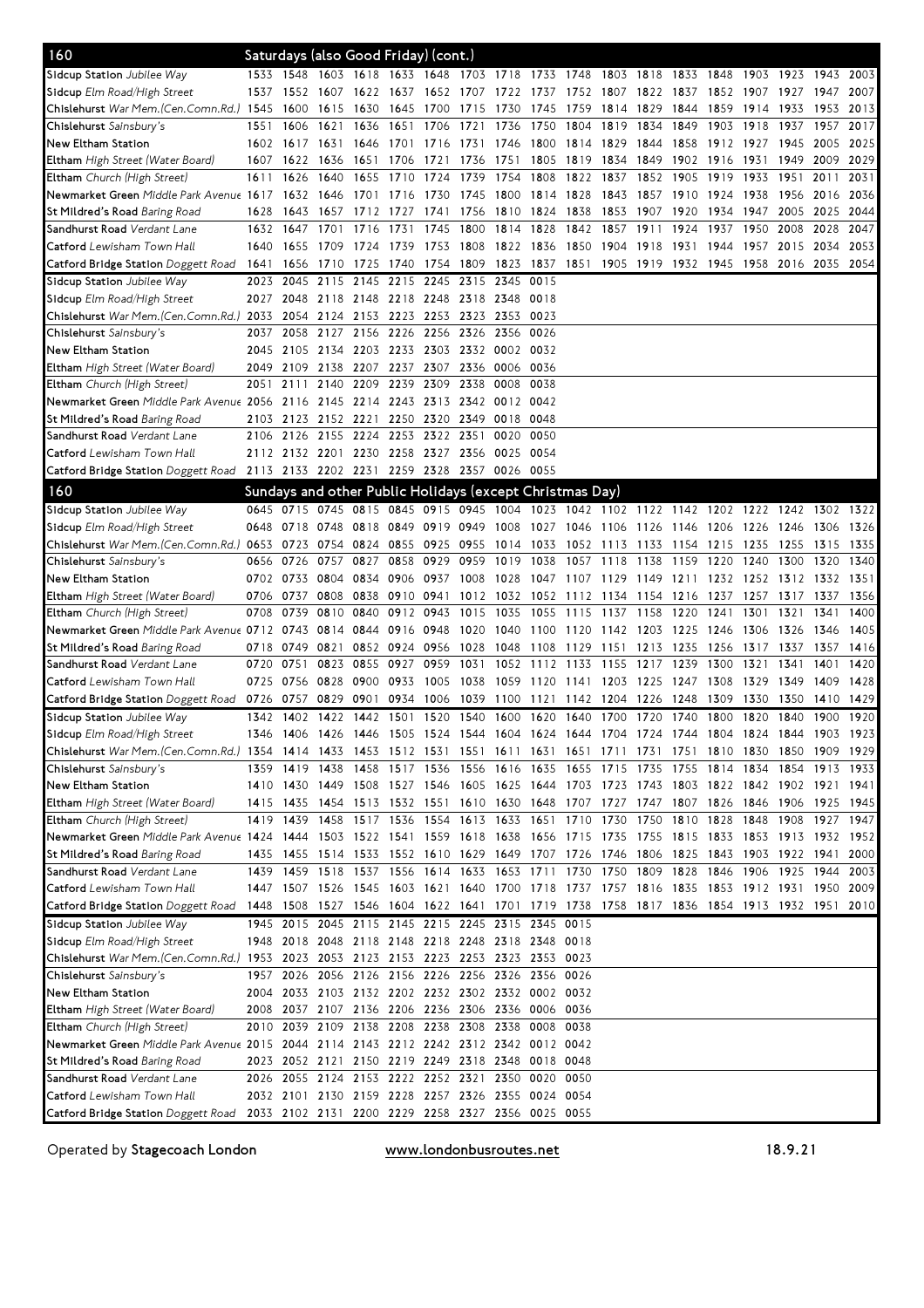## 160 Saturdays (also Good Friday) (cont.)

| Stop | | | | | | | | | | | | | | | | | | |
|---|---|---|---|---|---|---|---|---|---|---|---|---|---|---|---|---|---|---|
| Sidcup Station *Jubilee Way* | 1533 | 1548 | 1603 | 1618 | 1633 | 1648 | 1703 | 1718 | 1733 | 1748 | 1803 | 1818 | 1833 | 1848 | 1903 | 1923 | 1943 | 2003 |
| Sidcup *Elm Road/High Street* | 1537 | 1552 | 1607 | 1622 | 1637 | 1652 | 1707 | 1722 | 1737 | 1752 | 1807 | 1822 | 1837 | 1852 | 1907 | 1927 | 1947 | 2007 |
| Chislehurst *War Mem.(Cen.Comn.Rd.)* | 1545 | 1600 | 1615 | 1630 | 1645 | 1700 | 1715 | 1730 | 1745 | 1759 | 1814 | 1829 | 1844 | 1859 | 1914 | 1933 | 1953 | 2013 |
| Chislehurst *Sainsbury's* | 1551 | 1606 | 1621 | 1636 | 1651 | 1706 | 1721 | 1736 | 1750 | 1804 | 1819 | 1834 | 1849 | 1903 | 1918 | 1937 | 1957 | 2017 |
| New Eltham Station | 1602 | 1617 | 1631 | 1646 | 1701 | 1716 | 1731 | 1746 | 1800 | 1814 | 1829 | 1844 | 1858 | 1912 | 1927 | 1945 | 2005 | 2025 |
| Eltham *High Street (Water Board)* | 1607 | 1622 | 1636 | 1651 | 1706 | 1721 | 1736 | 1751 | 1805 | 1819 | 1834 | 1849 | 1902 | 1916 | 1931 | 1949 | 2009 | 2029 |
| Eltham *Church (High Street)* | 1611 | 1626 | 1640 | 1655 | 1710 | 1724 | 1739 | 1754 | 1808 | 1822 | 1837 | 1852 | 1905 | 1919 | 1933 | 1951 | 2011 | 2031 |
| Newmarket Green *Middle Park Avenue* | 1617 | 1632 | 1646 | 1701 | 1716 | 1730 | 1745 | 1800 | 1814 | 1828 | 1843 | 1857 | 1910 | 1924 | 1938 | 1956 | 2016 | 2036 |
| St Mildred's Road *Baring Road* | 1628 | 1643 | 1657 | 1712 | 1727 | 1741 | 1756 | 1810 | 1824 | 1838 | 1853 | 1907 | 1920 | 1934 | 1947 | 2005 | 2025 | 2044 |
| Sandhurst Road *Verdant Lane* | 1632 | 1647 | 1701 | 1716 | 1731 | 1745 | 1800 | 1814 | 1828 | 1842 | 1857 | 1911 | 1924 | 1937 | 1950 | 2008 | 2028 | 2047 |
| Catford *Lewisham Town Hall* | 1640 | 1655 | 1709 | 1724 | 1739 | 1753 | 1808 | 1822 | 1836 | 1850 | 1904 | 1918 | 1931 | 1944 | 1957 | 2015 | 2034 | 2053 |
| Catford Bridge Station *Doggett Road* | 1641 | 1656 | 1710 | 1725 | 1740 | 1754 | 1809 | 1823 | 1837 | 1851 | 1905 | 1919 | 1932 | 1945 | 1958 | 2016 | 2035 | 2054 |

| Stop | | | | | | | | | |
|---|---|---|---|---|---|---|---|---|---|
| Sidcup Station *Jubilee Way* | 2023 | 2045 | 2115 | 2145 | 2215 | 2245 | 2315 | 2345 | 0015 |
| Sidcup *Elm Road/High Street* | 2027 | 2048 | 2118 | 2148 | 2218 | 2248 | 2318 | 2348 | 0018 |
| Chislehurst *War Mem.(Cen.Comn.Rd.)* | 2033 | 2054 | 2124 | 2153 | 2223 | 2253 | 2323 | 2353 | 0023 |
| Chislehurst *Sainsbury's* | 2037 | 2058 | 2127 | 2156 | 2226 | 2256 | 2326 | 2356 | 0026 |
| New Eltham Station | 2045 | 2105 | 2134 | 2203 | 2233 | 2303 | 2332 | 0002 | 0032 |
| Eltham *High Street (Water Board)* | 2049 | 2109 | 2138 | 2207 | 2237 | 2307 | 2336 | 0006 | 0036 |
| Eltham *Church (High Street)* | 2051 | 2111 | 2140 | 2209 | 2239 | 2309 | 2338 | 0008 | 0038 |
| Newmarket Green *Middle Park Avenue* | 2056 | 2116 | 2145 | 2214 | 2243 | 2313 | 2342 | 0012 | 0042 |
| St Mildred's Road *Baring Road* | 2103 | 2123 | 2152 | 2221 | 2250 | 2320 | 2349 | 0018 | 0048 |
| Sandhurst Road *Verdant Lane* | 2106 | 2126 | 2155 | 2224 | 2253 | 2322 | 2351 | 0020 | 0050 |
| Catford *Lewisham Town Hall* | 2112 | 2132 | 2201 | 2230 | 2258 | 2327 | 2356 | 0025 | 0054 |
| Catford Bridge Station *Doggett Road* | 2113 | 2133 | 2202 | 2231 | 2259 | 2328 | 2357 | 0026 | 0055 |

## 160 Sundays and other Public Holidays (except Christmas Day)

| Stop | | | | | | | | | | | | | | | | | | |
|---|---|---|---|---|---|---|---|---|---|---|---|---|---|---|---|---|---|---|
| Sidcup Station *Jubilee Way* | 0645 | 0715 | 0745 | 0815 | 0845 | 0915 | 0945 | 1004 | 1023 | 1042 | 1102 | 1122 | 1142 | 1202 | 1222 | 1242 | 1302 | 1322 |
| Sidcup *Elm Road/High Street* | 0648 | 0718 | 0748 | 0818 | 0849 | 0919 | 0949 | 1008 | 1027 | 1046 | 1106 | 1126 | 1146 | 1206 | 1226 | 1246 | 1306 | 1326 |
| Chislehurst *War Mem.(Cen.Comn.Rd.)* | 0653 | 0723 | 0754 | 0824 | 0855 | 0925 | 0955 | 1014 | 1033 | 1052 | 1113 | 1133 | 1154 | 1215 | 1235 | 1255 | 1315 | 1335 |
| Chislehurst *Sainsbury's* | 0656 | 0726 | 0757 | 0827 | 0858 | 0929 | 0959 | 1019 | 1038 | 1057 | 1118 | 1138 | 1159 | 1220 | 1240 | 1300 | 1320 | 1340 |
| New Eltham Station | 0702 | 0733 | 0804 | 0834 | 0906 | 0937 | 1008 | 1028 | 1047 | 1107 | 1129 | 1149 | 1211 | 1232 | 1252 | 1312 | 1332 | 1351 |
| Eltham *High Street (Water Board)* | 0706 | 0737 | 0808 | 0838 | 0910 | 0941 | 1012 | 1032 | 1052 | 1112 | 1134 | 1154 | 1216 | 1237 | 1257 | 1317 | 1337 | 1356 |
| Eltham *Church (High Street)* | 0708 | 0739 | 0810 | 0840 | 0912 | 0943 | 1015 | 1035 | 1055 | 1115 | 1137 | 1158 | 1220 | 1241 | 1301 | 1321 | 1341 | 1400 |
| Newmarket Green *Middle Park Avenue* | 0712 | 0743 | 0814 | 0844 | 0916 | 0948 | 1020 | 1040 | 1100 | 1120 | 1142 | 1203 | 1225 | 1246 | 1306 | 1326 | 1346 | 1405 |
| St Mildred's Road *Baring Road* | 0718 | 0749 | 0821 | 0852 | 0924 | 0956 | 1028 | 1048 | 1108 | 1129 | 1151 | 1213 | 1235 | 1256 | 1317 | 1337 | 1357 | 1416 |
| Sandhurst Road *Verdant Lane* | 0720 | 0751 | 0823 | 0855 | 0927 | 0959 | 1031 | 1052 | 1112 | 1133 | 1155 | 1217 | 1239 | 1300 | 1321 | 1341 | 1401 | 1420 |
| Catford *Lewisham Town Hall* | 0725 | 0756 | 0828 | 0900 | 0933 | 1005 | 1038 | 1059 | 1120 | 1141 | 1203 | 1225 | 1247 | 1308 | 1329 | 1349 | 1409 | 1428 |
| Catford Bridge Station *Doggett Road* | 0726 | 0757 | 0829 | 0901 | 0934 | 1006 | 1039 | 1100 | 1121 | 1142 | 1204 | 1226 | 1248 | 1309 | 1330 | 1350 | 1410 | 1429 |

| Stop | | | | | | | | | | | | | | | | | | |
|---|---|---|---|---|---|---|---|---|---|---|---|---|---|---|---|---|---|---|
| Sidcup Station *Jubilee Way* | 1342 | 1402 | 1422 | 1442 | 1501 | 1520 | 1540 | 1600 | 1620 | 1640 | 1700 | 1720 | 1740 | 1800 | 1820 | 1840 | 1900 | 1920 |
| Sidcup *Elm Road/High Street* | 1346 | 1406 | 1426 | 1446 | 1505 | 1524 | 1544 | 1604 | 1624 | 1644 | 1704 | 1724 | 1744 | 1804 | 1824 | 1844 | 1903 | 1923 |
| Chislehurst *War Mem.(Cen.Comn.Rd.)* | 1354 | 1414 | 1433 | 1453 | 1512 | 1531 | 1551 | 1611 | 1631 | 1651 | 1711 | 1731 | 1751 | 1810 | 1830 | 1850 | 1909 | 1929 |
| Chislehurst *Sainsbury's* | 1359 | 1419 | 1438 | 1458 | 1517 | 1536 | 1556 | 1616 | 1635 | 1655 | 1715 | 1735 | 1755 | 1814 | 1834 | 1854 | 1913 | 1933 |
| New Eltham Station | 1410 | 1430 | 1449 | 1508 | 1527 | 1546 | 1605 | 1625 | 1644 | 1703 | 1723 | 1743 | 1803 | 1822 | 1842 | 1902 | 1921 | 1941 |
| Eltham *High Street (Water Board)* | 1415 | 1435 | 1454 | 1513 | 1532 | 1551 | 1610 | 1630 | 1648 | 1707 | 1727 | 1747 | 1807 | 1826 | 1846 | 1906 | 1925 | 1945 |
| Eltham *Church (High Street)* | 1419 | 1439 | 1458 | 1517 | 1536 | 1554 | 1613 | 1633 | 1651 | 1710 | 1730 | 1750 | 1810 | 1828 | 1848 | 1908 | 1927 | 1947 |
| Newmarket Green *Middle Park Avenue* | 1424 | 1444 | 1503 | 1522 | 1541 | 1559 | 1618 | 1638 | 1656 | 1715 | 1735 | 1755 | 1815 | 1833 | 1853 | 1913 | 1932 | 1952 |
| St Mildred's Road *Baring Road* | 1435 | 1455 | 1514 | 1533 | 1552 | 1610 | 1629 | 1649 | 1707 | 1726 | 1746 | 1806 | 1825 | 1843 | 1903 | 1922 | 1941 | 2000 |
| Sandhurst Road *Verdant Lane* | 1439 | 1459 | 1518 | 1537 | 1556 | 1614 | 1633 | 1653 | 1711 | 1730 | 1750 | 1809 | 1828 | 1846 | 1906 | 1925 | 1944 | 2003 |
| Catford *Lewisham Town Hall* | 1447 | 1507 | 1526 | 1545 | 1603 | 1621 | 1640 | 1700 | 1718 | 1737 | 1757 | 1816 | 1835 | 1853 | 1912 | 1931 | 1950 | 2009 |
| Catford Bridge Station *Doggett Road* | 1448 | 1508 | 1527 | 1546 | 1604 | 1622 | 1641 | 1701 | 1719 | 1738 | 1758 | 1817 | 1836 | 1854 | 1913 | 1932 | 1951 | 2010 |

| Stop | | | | | | | | | | |
|---|---|---|---|---|---|---|---|---|---|---|
| Sidcup Station *Jubilee Way* | 1945 | 2015 | 2045 | 2115 | 2145 | 2215 | 2245 | 2315 | 2345 | 0015 |
| Sidcup *Elm Road/High Street* | 1948 | 2018 | 2048 | 2118 | 2148 | 2218 | 2248 | 2318 | 2348 | 0018 |
| Chislehurst *War Mem.(Cen.Comn.Rd.)* | 1953 | 2023 | 2053 | 2123 | 2153 | 2223 | 2253 | 2323 | 2353 | 0023 |
| Chislehurst *Sainsbury's* | 1957 | 2026 | 2056 | 2126 | 2156 | 2226 | 2256 | 2326 | 2356 | 0026 |
| New Eltham Station | 2004 | 2033 | 2103 | 2132 | 2202 | 2232 | 2302 | 2332 | 0002 | 0032 |
| Eltham *High Street (Water Board)* | 2008 | 2037 | 2107 | 2136 | 2206 | 2236 | 2306 | 2336 | 0006 | 0036 |
| Eltham *Church (High Street)* | 2010 | 2039 | 2109 | 2138 | 2208 | 2238 | 2308 | 2338 | 0008 | 0038 |
| Newmarket Green *Middle Park Avenue* | 2015 | 2044 | 2114 | 2143 | 2212 | 2242 | 2312 | 2342 | 0012 | 0042 |
| St Mildred's Road *Baring Road* | 2023 | 2052 | 2121 | 2150 | 2219 | 2249 | 2318 | 2348 | 0018 | 0048 |
| Sandhurst Road *Verdant Lane* | 2026 | 2055 | 2124 | 2153 | 2222 | 2252 | 2321 | 2350 | 0020 | 0050 |
| Catford *Lewisham Town Hall* | 2032 | 2101 | 2130 | 2159 | 2228 | 2257 | 2326 | 2355 | 0024 | 0054 |
| Catford Bridge Station *Doggett Road* | 2033 | 2102 | 2131 | 2200 | 2229 | 2258 | 2327 | 2356 | 0025 | 0055 |

Operated by Stagecoach London — www.londonbusroutes.net — 18.9.21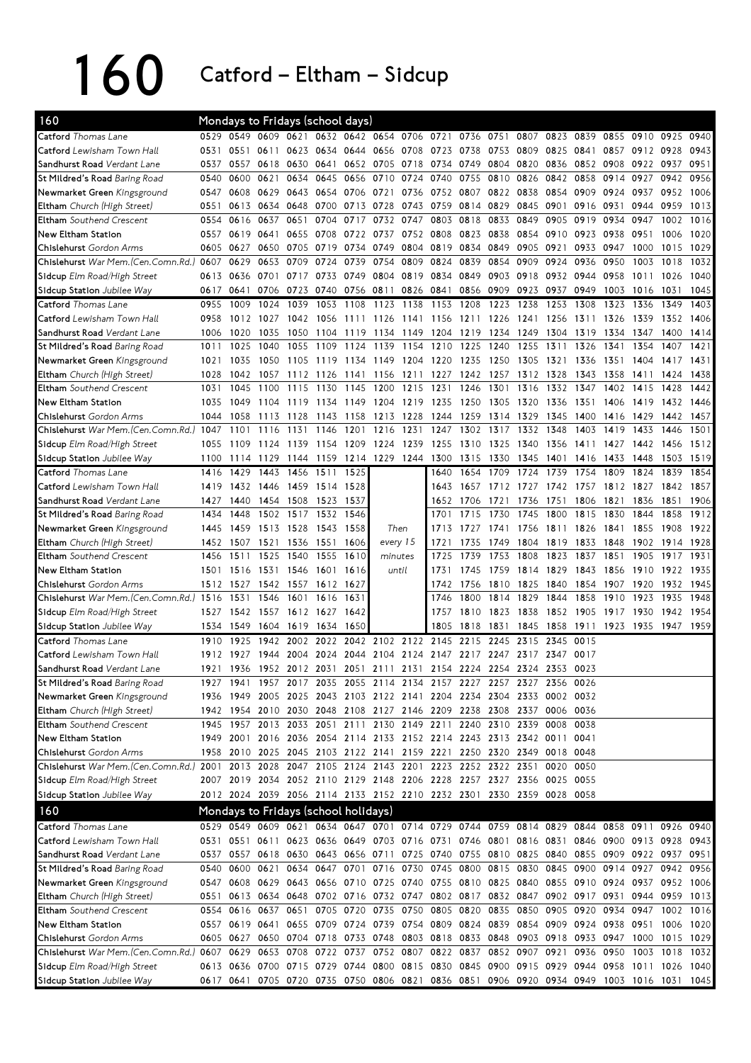# 160 Catford – Eltham – Sidcup

## 160 Mondays to Fridays (school days)

| Stop | | | | | | | | | | | | | | | | | | |
|---|---|---|---|---|---|---|---|---|---|---|---|---|---|---|---|---|---|---|
| **Catford** *Thomas Lane* | 0529 | 0549 | 0609 | 0621 | 0632 | 0642 | 0654 | 0706 | 0721 | 0736 | 0751 | 0807 | 0823 | 0839 | 0855 | 0910 | 0925 | 0940 |
| **Catford** *Lewisham Town Hall* | 0531 | 0551 | 0611 | 0623 | 0634 | 0644 | 0656 | 0708 | 0723 | 0738 | 0753 | 0809 | 0825 | 0841 | 0857 | 0912 | 0928 | 0943 |
| **Sandhurst Road** *Verdant Lane* | 0537 | 0557 | 0618 | 0630 | 0641 | 0652 | 0705 | 0718 | 0734 | 0749 | 0804 | 0820 | 0836 | 0852 | 0908 | 0922 | 0937 | 0951 |
| **St Mildred's Road** *Baring Road* | 0540 | 0600 | 0621 | 0634 | 0645 | 0656 | 0710 | 0724 | 0740 | 0755 | 0810 | 0826 | 0842 | 0858 | 0914 | 0927 | 0942 | 0956 |
| **Newmarket Green** *Kingsground* | 0547 | 0608 | 0629 | 0643 | 0654 | 0706 | 0721 | 0736 | 0752 | 0807 | 0822 | 0838 | 0854 | 0909 | 0924 | 0937 | 0952 | 1006 |
| **Eltham** *Church (High Street)* | 0551 | 0613 | 0634 | 0648 | 0700 | 0713 | 0728 | 0743 | 0759 | 0814 | 0829 | 0845 | 0901 | 0916 | 0931 | 0944 | 0959 | 1013 |
| **Eltham** *Southend Crescent* | 0554 | 0616 | 0637 | 0651 | 0704 | 0717 | 0732 | 0747 | 0803 | 0818 | 0833 | 0849 | 0905 | 0919 | 0934 | 0947 | 1002 | 1016 |
| **New Eltham Station** | 0557 | 0619 | 0641 | 0655 | 0708 | 0722 | 0737 | 0752 | 0808 | 0823 | 0838 | 0854 | 0910 | 0923 | 0938 | 0951 | 1006 | 1020 |
| **Chislehurst** *Gordon Arms* | 0605 | 0627 | 0650 | 0705 | 0719 | 0734 | 0749 | 0804 | 0819 | 0834 | 0849 | 0905 | 0921 | 0933 | 0947 | 1000 | 1015 | 1029 |
| **Chislehurst** *War Mem.(Cen.Comn.Rd.)* | 0607 | 0629 | 0653 | 0709 | 0724 | 0739 | 0754 | 0809 | 0824 | 0839 | 0854 | 0909 | 0924 | 0936 | 0950 | 1003 | 1018 | 1032 |
| **Sidcup** *Elm Road/High Street* | 0613 | 0636 | 0701 | 0717 | 0733 | 0749 | 0804 | 0819 | 0834 | 0849 | 0903 | 0918 | 0932 | 0944 | 0958 | 1011 | 1026 | 1040 |
| **Sidcup Station** *Jubilee Way* | 0617 | 0641 | 0706 | 0723 | 0740 | 0756 | 0811 | 0826 | 0841 | 0856 | 0909 | 0923 | 0937 | 0949 | 1003 | 1016 | 1031 | 1045 |
| **Catford** *Thomas Lane* | 0955 | 1009 | 1024 | 1039 | 1053 | 1108 | 1123 | 1138 | 1153 | 1208 | 1223 | 1238 | 1253 | 1308 | 1323 | 1336 | 1349 | 1403 |
| **Catford** *Lewisham Town Hall* | 0958 | 1012 | 1027 | 1042 | 1056 | 1111 | 1126 | 1141 | 1156 | 1211 | 1226 | 1241 | 1256 | 1311 | 1326 | 1339 | 1352 | 1406 |
| **Sandhurst Road** *Verdant Lane* | 1006 | 1020 | 1035 | 1050 | 1104 | 1119 | 1134 | 1149 | 1204 | 1219 | 1234 | 1249 | 1304 | 1319 | 1334 | 1347 | 1400 | 1414 |
| **St Mildred's Road** *Baring Road* | 1011 | 1025 | 1040 | 1055 | 1109 | 1124 | 1139 | 1154 | 1210 | 1225 | 1240 | 1255 | 1311 | 1326 | 1341 | 1354 | 1407 | 1421 |
| **Newmarket Green** *Kingsground* | 1021 | 1035 | 1050 | 1105 | 1119 | 1134 | 1149 | 1204 | 1220 | 1235 | 1250 | 1305 | 1321 | 1336 | 1351 | 1404 | 1417 | 1431 |
| **Eltham** *Church (High Street)* | 1028 | 1042 | 1057 | 1112 | 1126 | 1141 | 1156 | 1211 | 1227 | 1242 | 1257 | 1312 | 1328 | 1343 | 1358 | 1411 | 1424 | 1438 |
| **Eltham** *Southend Crescent* | 1031 | 1045 | 1100 | 1115 | 1130 | 1145 | 1200 | 1215 | 1231 | 1246 | 1301 | 1316 | 1332 | 1347 | 1402 | 1415 | 1428 | 1442 |
| **New Eltham Station** | 1035 | 1049 | 1104 | 1119 | 1134 | 1149 | 1204 | 1219 | 1235 | 1250 | 1305 | 1320 | 1336 | 1351 | 1406 | 1419 | 1432 | 1446 |
| **Chislehurst** *Gordon Arms* | 1044 | 1058 | 1113 | 1128 | 1143 | 1158 | 1213 | 1228 | 1244 | 1259 | 1314 | 1329 | 1345 | 1400 | 1416 | 1429 | 1442 | 1457 |
| **Chislehurst** *War Mem.(Cen.Comn.Rd.)* | 1047 | 1101 | 1116 | 1131 | 1146 | 1201 | 1216 | 1231 | 1247 | 1302 | 1317 | 1332 | 1348 | 1403 | 1419 | 1433 | 1446 | 1501 |
| **Sidcup** *Elm Road/High Street* | 1055 | 1109 | 1124 | 1139 | 1154 | 1209 | 1224 | 1239 | 1255 | 1310 | 1325 | 1340 | 1356 | 1411 | 1427 | 1442 | 1456 | 1512 |
| **Sidcup Station** *Jubilee Way* | 1100 | 1114 | 1129 | 1144 | 1159 | 1214 | 1229 | 1244 | 1300 | 1315 | 1330 | 1345 | 1401 | 1416 | 1433 | 1448 | 1503 | 1519 |
| **Catford** *Thomas Lane* | 1416 | 1429 | 1443 | 1456 | 1511 | 1525 | | | 1640 | 1654 | 1709 | 1724 | 1739 | 1754 | 1809 | 1824 | 1839 | 1854 |
| **Catford** *Lewisham Town Hall* | 1419 | 1432 | 1446 | 1459 | 1514 | 1528 | | | 1643 | 1657 | 1712 | 1727 | 1742 | 1757 | 1812 | 1827 | 1842 | 1857 |
| **Sandhurst Road** *Verdant Lane* | 1427 | 1440 | 1454 | 1508 | 1523 | 1537 | | | 1652 | 1706 | 1721 | 1736 | 1751 | 1806 | 1821 | 1836 | 1851 | 1906 |
| **St Mildred's Road** *Baring Road* | 1434 | 1448 | 1502 | 1517 | 1532 | 1546 | | | 1701 | 1715 | 1730 | 1745 | 1800 | 1815 | 1830 | 1844 | 1858 | 1912 |
| **Newmarket Green** *Kingsground* | 1445 | 1459 | 1513 | 1528 | 1543 | 1558 | Then | | 1713 | 1727 | 1741 | 1756 | 1811 | 1826 | 1841 | 1855 | 1908 | 1922 |
| **Eltham** *Church (High Street)* | 1452 | 1507 | 1521 | 1536 | 1551 | 1606 | every 15 | | 1721 | 1735 | 1749 | 1804 | 1819 | 1833 | 1848 | 1902 | 1914 | 1928 |
| **Eltham** *Southend Crescent* | 1456 | 1511 | 1525 | 1540 | 1555 | 1610 | minutes | | 1725 | 1739 | 1753 | 1808 | 1823 | 1837 | 1851 | 1905 | 1917 | 1931 |
| **New Eltham Station** | 1501 | 1516 | 1531 | 1546 | 1601 | 1616 | until | | 1731 | 1745 | 1759 | 1814 | 1829 | 1843 | 1856 | 1910 | 1922 | 1935 |
| **Chislehurst** *Gordon Arms* | 1512 | 1527 | 1542 | 1557 | 1612 | 1627 | | | 1742 | 1756 | 1810 | 1825 | 1840 | 1854 | 1907 | 1920 | 1932 | 1945 |
| **Chislehurst** *War Mem.(Cen.Comn.Rd.)* | 1516 | 1531 | 1546 | 1601 | 1616 | 1631 | | | 1746 | 1800 | 1814 | 1829 | 1844 | 1858 | 1910 | 1923 | 1935 | 1948 |
| **Sidcup** *Elm Road/High Street* | 1527 | 1542 | 1557 | 1612 | 1627 | 1642 | | | 1757 | 1810 | 1823 | 1838 | 1852 | 1905 | 1917 | 1930 | 1942 | 1954 |
| **Sidcup Station** *Jubilee Way* | 1534 | 1549 | 1604 | 1619 | 1634 | 1650 | | | 1805 | 1818 | 1831 | 1845 | 1858 | 1911 | 1923 | 1935 | 1947 | 1959 |
| **Catford** *Thomas Lane* | 1910 | 1925 | 1942 | 2002 | 2022 | 2042 | 2102 | 2122 | 2145 | 2215 | 2245 | 2315 | 2345 | 0015 | | | | |
| **Catford** *Lewisham Town Hall* | 1912 | 1927 | 1944 | 2004 | 2024 | 2044 | 2104 | 2124 | 2147 | 2217 | 2247 | 2317 | 2347 | 0017 | | | | |
| **Sandhurst Road** *Verdant Lane* | 1921 | 1936 | 1952 | 2012 | 2031 | 2051 | 2111 | 2131 | 2154 | 2224 | 2254 | 2324 | 2353 | 0023 | | | | |
| **St Mildred's Road** *Baring Road* | 1927 | 1941 | 1957 | 2017 | 2035 | 2055 | 2114 | 2134 | 2157 | 2227 | 2257 | 2327 | 2356 | 0026 | | | | |
| **Newmarket Green** *Kingsground* | 1936 | 1949 | 2005 | 2025 | 2043 | 2103 | 2122 | 2141 | 2204 | 2234 | 2304 | 2333 | 0002 | 0032 | | | | |
| **Eltham** *Church (High Street)* | 1942 | 1954 | 2010 | 2030 | 2048 | 2108 | 2127 | 2146 | 2209 | 2238 | 2308 | 2337 | 0006 | 0036 | | | | |
| **Eltham** *Southend Crescent* | 1945 | 1957 | 2013 | 2033 | 2051 | 2111 | 2130 | 2149 | 2211 | 2240 | 2310 | 2339 | 0008 | 0038 | | | | |
| **New Eltham Station** | 1949 | 2001 | 2016 | 2036 | 2054 | 2114 | 2133 | 2152 | 2214 | 2243 | 2313 | 2342 | 0011 | 0041 | | | | |
| **Chislehurst** *Gordon Arms* | 1958 | 2010 | 2025 | 2045 | 2103 | 2122 | 2141 | 2159 | 2221 | 2250 | 2320 | 2349 | 0018 | 0048 | | | | |
| **Chislehurst** *War Mem.(Cen.Comn.Rd.)* | 2001 | 2013 | 2028 | 2047 | 2105 | 2124 | 2143 | 2201 | 2223 | 2252 | 2322 | 2351 | 0020 | 0050 | | | | |
| **Sidcup** *Elm Road/High Street* | 2007 | 2019 | 2034 | 2052 | 2110 | 2129 | 2148 | 2206 | 2228 | 2257 | 2327 | 2356 | 0025 | 0055 | | | | |
| **Sidcup Station** *Jubilee Way* | 2012 | 2024 | 2039 | 2056 | 2114 | 2133 | 2152 | 2210 | 2232 | 2301 | 2330 | 2359 | 0028 | 0058 | | | | |

## 160 Mondays to Fridays (school holidays)

| Stop | | | | | | | | | | | | | | | | | | |
|---|---|---|---|---|---|---|---|---|---|---|---|---|---|---|---|---|---|---|
| **Catford** *Thomas Lane* | 0529 | 0549 | 0609 | 0621 | 0634 | 0647 | 0701 | 0714 | 0729 | 0744 | 0759 | 0814 | 0829 | 0844 | 0858 | 0911 | 0926 | 0940 |
| **Catford** *Lewisham Town Hall* | 0531 | 0551 | 0611 | 0623 | 0636 | 0649 | 0703 | 0716 | 0731 | 0746 | 0801 | 0816 | 0831 | 0846 | 0900 | 0913 | 0928 | 0943 |
| **Sandhurst Road** *Verdant Lane* | 0537 | 0557 | 0618 | 0630 | 0643 | 0656 | 0711 | 0725 | 0740 | 0755 | 0810 | 0825 | 0840 | 0855 | 0909 | 0922 | 0937 | 0951 |
| **St Mildred's Road** *Baring Road* | 0540 | 0600 | 0621 | 0634 | 0647 | 0701 | 0716 | 0730 | 0745 | 0800 | 0815 | 0830 | 0845 | 0900 | 0914 | 0927 | 0942 | 0956 |
| **Newmarket Green** *Kingsground* | 0547 | 0608 | 0629 | 0643 | 0656 | 0710 | 0725 | 0740 | 0755 | 0810 | 0825 | 0840 | 0855 | 0910 | 0924 | 0937 | 0952 | 1006 |
| **Eltham** *Church (High Street)* | 0551 | 0613 | 0634 | 0648 | 0702 | 0716 | 0732 | 0747 | 0802 | 0817 | 0832 | 0847 | 0902 | 0917 | 0931 | 0944 | 0959 | 1013 |
| **Eltham** *Southend Crescent* | 0554 | 0616 | 0637 | 0651 | 0705 | 0720 | 0735 | 0750 | 0805 | 0820 | 0835 | 0850 | 0905 | 0920 | 0934 | 0947 | 1002 | 1016 |
| **New Eltham Station** | 0557 | 0619 | 0641 | 0655 | 0709 | 0724 | 0739 | 0754 | 0809 | 0824 | 0839 | 0854 | 0909 | 0924 | 0938 | 0951 | 1006 | 1020 |
| **Chislehurst** *Gordon Arms* | 0605 | 0627 | 0650 | 0704 | 0718 | 0733 | 0748 | 0803 | 0818 | 0833 | 0848 | 0903 | 0918 | 0933 | 0947 | 1000 | 1015 | 1029 |
| **Chislehurst** *War Mem.(Cen.Comn.Rd.)* | 0607 | 0629 | 0653 | 0708 | 0722 | 0737 | 0752 | 0807 | 0822 | 0837 | 0852 | 0907 | 0921 | 0936 | 0950 | 1003 | 1018 | 1032 |
| **Sidcup** *Elm Road/High Street* | 0613 | 0636 | 0700 | 0715 | 0729 | 0744 | 0800 | 0815 | 0830 | 0845 | 0900 | 0915 | 0929 | 0944 | 0958 | 1011 | 1026 | 1040 |
| **Sidcup Station** *Jubilee Way* | 0617 | 0641 | 0705 | 0720 | 0735 | 0750 | 0806 | 0821 | 0836 | 0851 | 0906 | 0920 | 0934 | 0949 | 1003 | 1016 | 1031 | 1045 |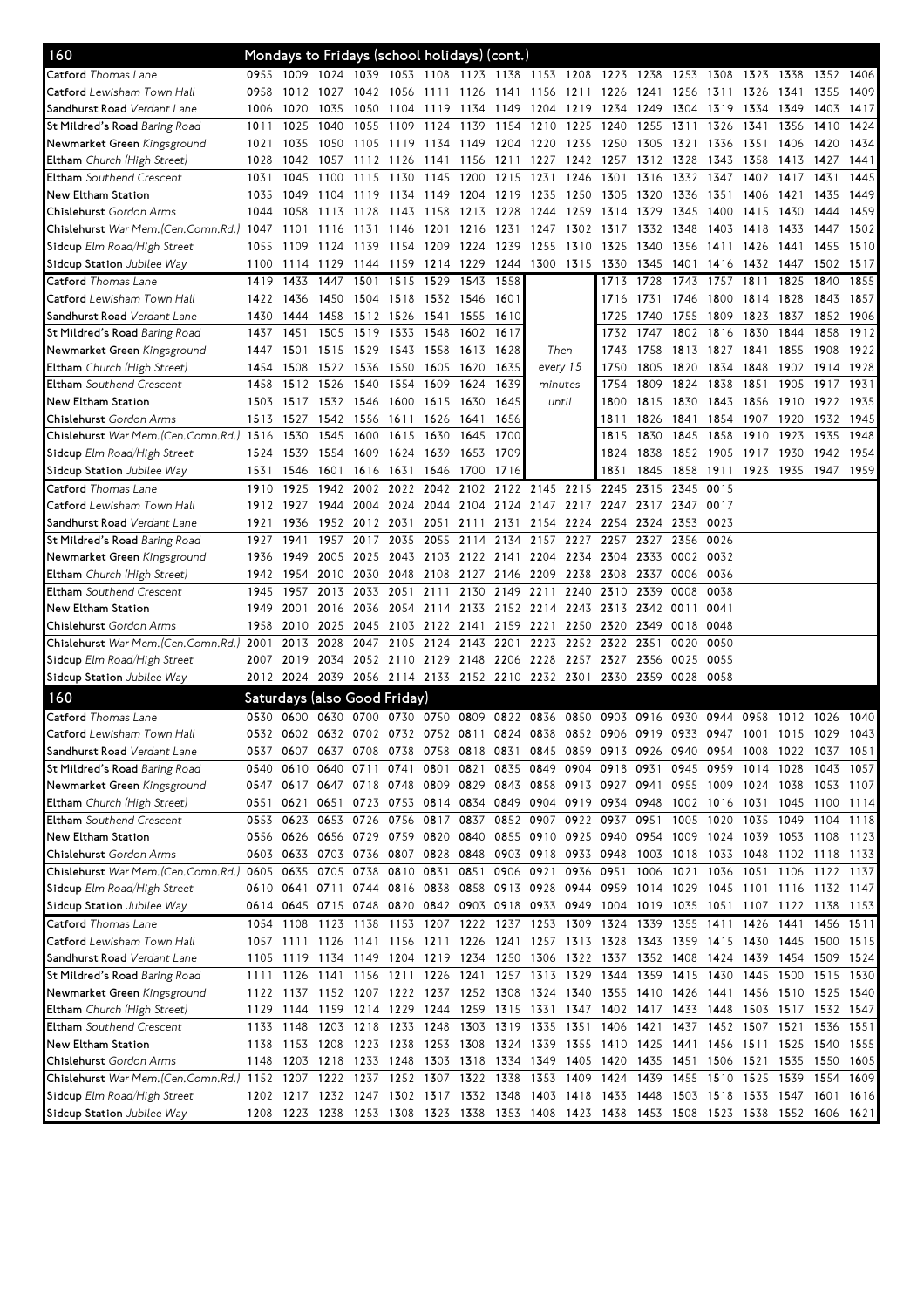## 160 Mondays to Fridays (school holidays) (cont.)

| Stop | | | | | | | | | | | | | | | | | | |
|---|---|---|---|---|---|---|---|---|---|---|---|---|---|---|---|---|---|---|
| **Catford** Thomas Lane | 0955 | 1009 | 1024 | 1039 | 1053 | 1108 | 1123 | 1138 | 1153 | 1208 | 1223 | 1238 | 1253 | 1308 | 1323 | 1338 | 1352 | 1406 |
| **Catford** Lewisham Town Hall | 0958 | 1012 | 1027 | 1042 | 1056 | 1111 | 1126 | 1141 | 1156 | 1211 | 1226 | 1241 | 1256 | 1311 | 1326 | 1341 | 1355 | 1409 |
| **Sandhurst Road** Verdant Lane | 1006 | 1020 | 1035 | 1050 | 1104 | 1119 | 1134 | 1149 | 1204 | 1219 | 1234 | 1249 | 1304 | 1319 | 1334 | 1349 | 1403 | 1417 |
| **St Mildred's Road** Baring Road | 1011 | 1025 | 1040 | 1055 | 1109 | 1124 | 1139 | 1154 | 1210 | 1225 | 1240 | 1255 | 1311 | 1326 | 1341 | 1356 | 1410 | 1424 |
| **Newmarket Green** Kingsground | 1021 | 1035 | 1050 | 1105 | 1119 | 1134 | 1149 | 1204 | 1220 | 1235 | 1250 | 1305 | 1321 | 1336 | 1351 | 1406 | 1420 | 1434 |
| **Eltham** Church (High Street) | 1028 | 1042 | 1057 | 1112 | 1126 | 1141 | 1156 | 1211 | 1227 | 1242 | 1257 | 1312 | 1328 | 1343 | 1358 | 1413 | 1427 | 1441 |
| **Eltham** Southend Crescent | 1031 | 1045 | 1100 | 1115 | 1130 | 1145 | 1200 | 1215 | 1231 | 1246 | 1301 | 1316 | 1332 | 1347 | 1402 | 1417 | 1431 | 1445 |
| **New Eltham Station** | 1035 | 1049 | 1104 | 1119 | 1134 | 1149 | 1204 | 1219 | 1235 | 1250 | 1305 | 1320 | 1336 | 1351 | 1406 | 1421 | 1435 | 1449 |
| **Chislehurst** Gordon Arms | 1044 | 1058 | 1113 | 1128 | 1143 | 1158 | 1213 | 1228 | 1244 | 1259 | 1314 | 1329 | 1345 | 1400 | 1415 | 1430 | 1444 | 1459 |
| **Chislehurst** War Mem.(Cen.Comn.Rd.) | 1047 | 1101 | 1116 | 1131 | 1146 | 1201 | 1216 | 1231 | 1247 | 1302 | 1317 | 1332 | 1348 | 1403 | 1418 | 1433 | 1447 | 1502 |
| **Sidcup** Elm Road/High Street | 1055 | 1109 | 1124 | 1139 | 1154 | 1209 | 1224 | 1239 | 1255 | 1310 | 1325 | 1340 | 1356 | 1411 | 1426 | 1441 | 1455 | 1510 |
| **Sidcup Station** Jubilee Way | 1100 | 1114 | 1129 | 1144 | 1159 | 1214 | 1229 | 1244 | 1300 | 1315 | 1330 | 1345 | 1401 | 1416 | 1432 | 1447 | 1502 | 1517 |

| Stop | | | | | | | | | | | | | | | | | |
|---|---|---|---|---|---|---|---|---|---|---|---|---|---|---|---|---|---|
| **Catford** Thomas Lane | 1419 | 1433 | 1447 | 1501 | 1515 | 1529 | 1543 | 1558 | Then every 15 minutes until | 1713 | 1728 | 1743 | 1757 | 1811 | 1825 | 1840 | 1855 |
| **Catford** Lewisham Town Hall | 1422 | 1436 | 1450 | 1504 | 1518 | 1532 | 1546 | 1601 | | 1716 | 1731 | 1746 | 1800 | 1814 | 1828 | 1843 | 1857 |
| **Sandhurst Road** Verdant Lane | 1430 | 1444 | 1458 | 1512 | 1526 | 1541 | 1555 | 1610 | | 1725 | 1740 | 1755 | 1809 | 1823 | 1837 | 1852 | 1906 |
| **St Mildred's Road** Baring Road | 1437 | 1451 | 1505 | 1519 | 1533 | 1548 | 1602 | 1617 | | 1732 | 1747 | 1802 | 1816 | 1830 | 1844 | 1858 | 1912 |
| **Newmarket Green** Kingsground | 1447 | 1501 | 1515 | 1529 | 1543 | 1558 | 1613 | 1628 | | 1743 | 1758 | 1813 | 1827 | 1841 | 1855 | 1908 | 1922 |
| **Eltham** Church (High Street) | 1454 | 1508 | 1522 | 1536 | 1550 | 1605 | 1620 | 1635 | | 1750 | 1805 | 1820 | 1834 | 1848 | 1902 | 1914 | 1928 |
| **Eltham** Southend Crescent | 1458 | 1512 | 1526 | 1540 | 1554 | 1609 | 1624 | 1639 | | 1754 | 1809 | 1824 | 1838 | 1851 | 1905 | 1917 | 1931 |
| **New Eltham Station** | 1503 | 1517 | 1532 | 1546 | 1600 | 1615 | 1630 | 1645 | | 1800 | 1815 | 1830 | 1843 | 1856 | 1910 | 1922 | 1935 |
| **Chislehurst** Gordon Arms | 1513 | 1527 | 1542 | 1556 | 1611 | 1626 | 1641 | 1656 | | 1811 | 1826 | 1841 | 1854 | 1907 | 1920 | 1932 | 1945 |
| **Chislehurst** War Mem.(Cen.Comn.Rd.) | 1516 | 1530 | 1545 | 1600 | 1615 | 1630 | 1645 | 1700 | | 1815 | 1830 | 1845 | 1858 | 1910 | 1923 | 1935 | 1948 |
| **Sidcup** Elm Road/High Street | 1524 | 1539 | 1554 | 1609 | 1624 | 1639 | 1653 | 1709 | | 1824 | 1838 | 1852 | 1905 | 1917 | 1930 | 1942 | 1954 |
| **Sidcup Station** Jubilee Way | 1531 | 1546 | 1601 | 1616 | 1631 | 1646 | 1700 | 1716 | | 1831 | 1845 | 1858 | 1911 | 1923 | 1935 | 1947 | 1959 |

| Stop | | | | | | | | | | | | | | |
|---|---|---|---|---|---|---|---|---|---|---|---|---|---|---|
| **Catford** Thomas Lane | 1910 | 1925 | 1942 | 2002 | 2022 | 2042 | 2102 | 2122 | 2145 | 2215 | 2245 | 2315 | 2345 | 0015 |
| **Catford** Lewisham Town Hall | 1912 | 1927 | 1944 | 2004 | 2024 | 2044 | 2104 | 2124 | 2147 | 2217 | 2247 | 2317 | 2347 | 0017 |
| **Sandhurst Road** Verdant Lane | 1921 | 1936 | 1952 | 2012 | 2031 | 2051 | 2111 | 2131 | 2154 | 2224 | 2254 | 2324 | 2353 | 0023 |
| **St Mildred's Road** Baring Road | 1927 | 1941 | 1957 | 2017 | 2035 | 2055 | 2114 | 2134 | 2157 | 2227 | 2257 | 2327 | 2356 | 0026 |
| **Newmarket Green** Kingsground | 1936 | 1949 | 2005 | 2025 | 2043 | 2103 | 2122 | 2141 | 2204 | 2234 | 2304 | 2333 | 0002 | 0032 |
| **Eltham** Church (High Street) | 1942 | 1954 | 2010 | 2030 | 2048 | 2108 | 2127 | 2146 | 2209 | 2238 | 2308 | 2337 | 0006 | 0036 |
| **Eltham** Southend Crescent | 1945 | 1957 | 2013 | 2033 | 2051 | 2111 | 2130 | 2149 | 2211 | 2240 | 2310 | 2339 | 0008 | 0038 |
| **New Eltham Station** | 1949 | 2001 | 2016 | 2036 | 2054 | 2114 | 2133 | 2152 | 2214 | 2243 | 2313 | 2342 | 0011 | 0041 |
| **Chislehurst** Gordon Arms | 1958 | 2010 | 2025 | 2045 | 2103 | 2122 | 2141 | 2159 | 2221 | 2250 | 2320 | 2349 | 0018 | 0048 |
| **Chislehurst** War Mem.(Cen.Comn.Rd.) | 2001 | 2013 | 2028 | 2047 | 2105 | 2124 | 2143 | 2201 | 2223 | 2252 | 2322 | 2351 | 0020 | 0050 |
| **Sidcup** Elm Road/High Street | 2007 | 2019 | 2034 | 2052 | 2110 | 2129 | 2148 | 2206 | 2228 | 2257 | 2327 | 2356 | 0025 | 0055 |
| **Sidcup Station** Jubilee Way | 2012 | 2024 | 2039 | 2056 | 2114 | 2133 | 2152 | 2210 | 2232 | 2301 | 2330 | 2359 | 0028 | 0058 |

## 160 Saturdays (also Good Friday)

| Stop | | | | | | | | | | | | | | | | | | |
|---|---|---|---|---|---|---|---|---|---|---|---|---|---|---|---|---|---|---|
| **Catford** Thomas Lane | 0530 | 0600 | 0630 | 0700 | 0730 | 0750 | 0809 | 0822 | 0836 | 0850 | 0903 | 0916 | 0930 | 0944 | 0958 | 1012 | 1026 | 1040 |
| **Catford** Lewisham Town Hall | 0532 | 0602 | 0632 | 0702 | 0732 | 0752 | 0811 | 0824 | 0838 | 0852 | 0906 | 0919 | 0933 | 0947 | 1001 | 1015 | 1029 | 1043 |
| **Sandhurst Road** Verdant Lane | 0537 | 0607 | 0637 | 0708 | 0738 | 0758 | 0818 | 0831 | 0845 | 0859 | 0913 | 0926 | 0940 | 0954 | 1008 | 1022 | 1037 | 1051 |
| **St Mildred's Road** Baring Road | 0540 | 0610 | 0640 | 0711 | 0741 | 0801 | 0821 | 0835 | 0849 | 0904 | 0918 | 0931 | 0945 | 0959 | 1014 | 1028 | 1043 | 1057 |
| **Newmarket Green** Kingsground | 0547 | 0617 | 0647 | 0718 | 0748 | 0809 | 0829 | 0843 | 0858 | 0913 | 0927 | 0941 | 0955 | 1009 | 1024 | 1038 | 1053 | 1107 |
| **Eltham** Church (High Street) | 0551 | 0621 | 0651 | 0723 | 0753 | 0814 | 0834 | 0849 | 0904 | 0919 | 0934 | 0948 | 1002 | 1016 | 1031 | 1045 | 1100 | 1114 |
| **Eltham** Southend Crescent | 0553 | 0623 | 0653 | 0726 | 0756 | 0817 | 0837 | 0852 | 0907 | 0922 | 0937 | 0951 | 1005 | 1020 | 1035 | 1049 | 1104 | 1118 |
| **New Eltham Station** | 0556 | 0626 | 0656 | 0729 | 0759 | 0820 | 0840 | 0855 | 0910 | 0925 | 0940 | 0954 | 1009 | 1024 | 1039 | 1053 | 1108 | 1123 |
| **Chislehurst** Gordon Arms | 0603 | 0633 | 0703 | 0736 | 0807 | 0828 | 0848 | 0903 | 0918 | 0933 | 0948 | 1003 | 1018 | 1033 | 1048 | 1102 | 1118 | 1133 |
| **Chislehurst** War Mem.(Cen.Comn.Rd.) | 0605 | 0635 | 0705 | 0738 | 0810 | 0831 | 0851 | 0906 | 0921 | 0936 | 0951 | 1006 | 1021 | 1036 | 1051 | 1106 | 1122 | 1137 |
| **Sidcup** Elm Road/High Street | 0610 | 0641 | 0711 | 0744 | 0816 | 0838 | 0858 | 0913 | 0928 | 0944 | 0959 | 1014 | 1029 | 1045 | 1101 | 1116 | 1132 | 1147 |
| **Sidcup Station** Jubilee Way | 0614 | 0645 | 0715 | 0748 | 0820 | 0842 | 0903 | 0918 | 0933 | 0949 | 1004 | 1019 | 1035 | 1051 | 1107 | 1122 | 1138 | 1153 |

| Stop | | | | | | | | | | | | | | | | | | |
|---|---|---|---|---|---|---|---|---|---|---|---|---|---|---|---|---|---|---|
| **Catford** Thomas Lane | 1054 | 1108 | 1123 | 1138 | 1153 | 1207 | 1222 | 1237 | 1253 | 1309 | 1324 | 1339 | 1355 | 1411 | 1426 | 1441 | 1456 | 1511 |
| **Catford** Lewisham Town Hall | 1057 | 1111 | 1126 | 1141 | 1156 | 1211 | 1226 | 1241 | 1257 | 1313 | 1328 | 1343 | 1359 | 1415 | 1430 | 1445 | 1500 | 1515 |
| **Sandhurst Road** Verdant Lane | 1105 | 1119 | 1134 | 1149 | 1204 | 1219 | 1234 | 1250 | 1306 | 1322 | 1337 | 1352 | 1408 | 1424 | 1439 | 1454 | 1509 | 1524 |
| **St Mildred's Road** Baring Road | 1111 | 1126 | 1141 | 1156 | 1211 | 1226 | 1241 | 1257 | 1313 | 1329 | 1344 | 1359 | 1415 | 1430 | 1445 | 1500 | 1515 | 1530 |
| **Newmarket Green** Kingsground | 1122 | 1137 | 1152 | 1207 | 1222 | 1237 | 1252 | 1308 | 1324 | 1340 | 1355 | 1410 | 1426 | 1441 | 1456 | 1510 | 1525 | 1540 |
| **Eltham** Church (High Street) | 1129 | 1144 | 1159 | 1214 | 1229 | 1244 | 1259 | 1315 | 1331 | 1347 | 1402 | 1417 | 1433 | 1448 | 1503 | 1517 | 1532 | 1547 |
| **Eltham** Southend Crescent | 1133 | 1148 | 1203 | 1218 | 1233 | 1248 | 1303 | 1319 | 1335 | 1351 | 1406 | 1421 | 1437 | 1452 | 1507 | 1521 | 1536 | 1551 |
| **New Eltham Station** | 1138 | 1153 | 1208 | 1223 | 1238 | 1253 | 1308 | 1324 | 1339 | 1355 | 1410 | 1425 | 1441 | 1456 | 1511 | 1525 | 1540 | 1555 |
| **Chislehurst** Gordon Arms | 1148 | 1203 | 1218 | 1233 | 1248 | 1303 | 1318 | 1334 | 1349 | 1405 | 1420 | 1435 | 1451 | 1506 | 1521 | 1535 | 1550 | 1605 |
| **Chislehurst** War Mem.(Cen.Comn.Rd.) | 1152 | 1207 | 1222 | 1237 | 1252 | 1307 | 1322 | 1338 | 1353 | 1409 | 1424 | 1439 | 1455 | 1510 | 1525 | 1539 | 1554 | 1609 |
| **Sidcup** Elm Road/High Street | 1202 | 1217 | 1232 | 1247 | 1302 | 1317 | 1332 | 1348 | 1403 | 1418 | 1433 | 1448 | 1503 | 1518 | 1533 | 1547 | 1601 | 1616 |
| **Sidcup Station** Jubilee Way | 1208 | 1223 | 1238 | 1253 | 1308 | 1323 | 1338 | 1353 | 1408 | 1423 | 1438 | 1453 | 1508 | 1523 | 1538 | 1552 | 1606 | 1621 |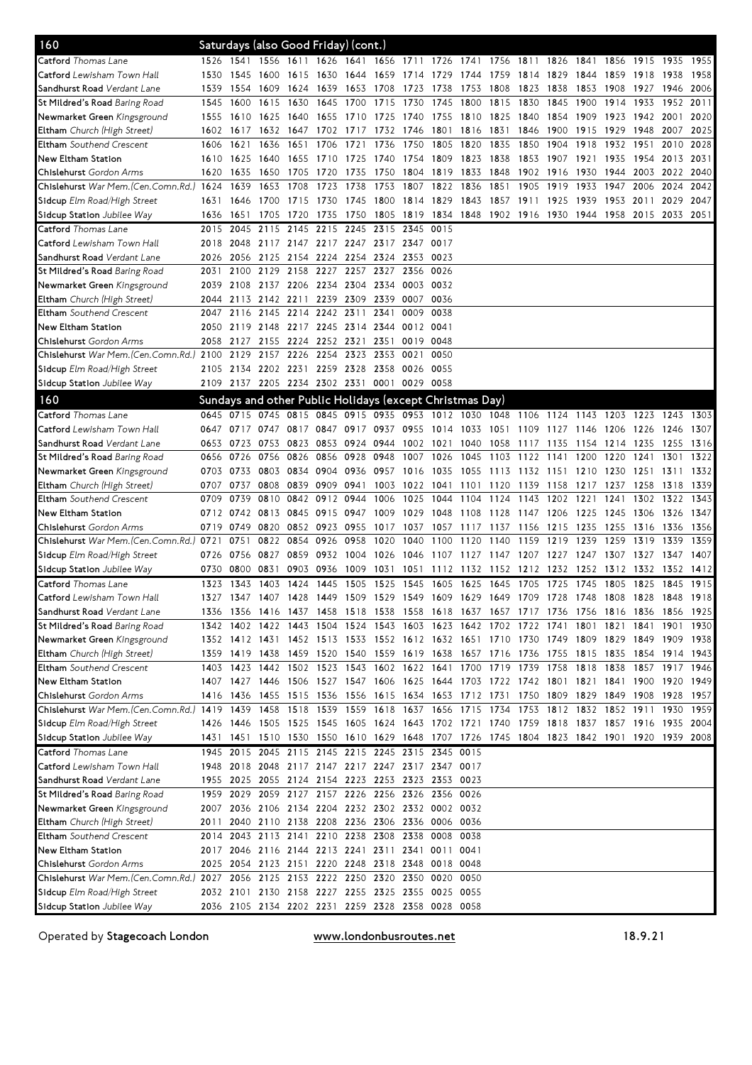## 160 Saturdays (also Good Friday) (cont.)

| | | | | | | | | | | | | | | | | | | |
|---|---|---|---|---|---|---|---|---|---|---|---|---|---|---|---|---|---|---|
| **Catford** *Thomas Lane* | 1526 | 1541 | 1556 | 1611 | 1626 | 1641 | 1656 | 1711 | 1726 | 1741 | 1756 | 1811 | 1826 | 1841 | 1856 | 1915 | 1935 | 1955 |
| **Catford** *Lewisham Town Hall* | 1530 | 1545 | 1600 | 1615 | 1630 | 1644 | 1659 | 1714 | 1729 | 1744 | 1759 | 1814 | 1829 | 1844 | 1859 | 1918 | 1938 | 1958 |
| **Sandhurst Road** *Verdant Lane* | 1539 | 1554 | 1609 | 1624 | 1639 | 1653 | 1708 | 1723 | 1738 | 1753 | 1808 | 1823 | 1838 | 1853 | 1908 | 1927 | 1946 | 2006 |
| **St Mildred's Road** *Baring Road* | 1545 | 1600 | 1615 | 1630 | 1645 | 1700 | 1715 | 1730 | 1745 | 1800 | 1815 | 1830 | 1845 | 1900 | 1914 | 1933 | 1952 | 2011 |
| **Newmarket Green** *Kingsground* | 1555 | 1610 | 1625 | 1640 | 1655 | 1710 | 1725 | 1740 | 1755 | 1810 | 1825 | 1840 | 1854 | 1909 | 1923 | 1942 | 2001 | 2020 |
| **Eltham** *Church (High Street)* | 1602 | 1617 | 1632 | 1647 | 1702 | 1717 | 1732 | 1746 | 1801 | 1816 | 1831 | 1846 | 1900 | 1915 | 1929 | 1948 | 2007 | 2025 |
| **Eltham** *Southend Crescent* | 1606 | 1621 | 1636 | 1651 | 1706 | 1721 | 1736 | 1750 | 1805 | 1820 | 1835 | 1850 | 1904 | 1918 | 1932 | 1951 | 2010 | 2028 |
| **New Eltham Station** | 1610 | 1625 | 1640 | 1655 | 1710 | 1725 | 1740 | 1754 | 1809 | 1823 | 1838 | 1853 | 1907 | 1921 | 1935 | 1954 | 2013 | 2031 |
| **Chislehurst** *Gordon Arms* | 1620 | 1635 | 1650 | 1705 | 1720 | 1735 | 1750 | 1804 | 1819 | 1833 | 1848 | 1902 | 1916 | 1930 | 1944 | 2003 | 2022 | 2040 |
| **Chislehurst** *War Mem.(Cen.Comn.Rd.)* | 1624 | 1639 | 1653 | 1708 | 1723 | 1738 | 1753 | 1807 | 1822 | 1836 | 1851 | 1905 | 1919 | 1933 | 1947 | 2006 | 2024 | 2042 |
| **Sidcup** *Elm Road/High Street* | 1631 | 1646 | 1700 | 1715 | 1730 | 1745 | 1800 | 1814 | 1829 | 1843 | 1857 | 1911 | 1925 | 1939 | 1953 | 2011 | 2029 | 2047 |
| **Sidcup Station** *Jubilee Way* | 1636 | 1651 | 1705 | 1720 | 1735 | 1750 | 1805 | 1819 | 1834 | 1848 | 1902 | 1916 | 1930 | 1944 | 1958 | 2015 | 2033 | 2051 |
| **Catford** *Thomas Lane* | 2015 | 2045 | 2115 | 2145 | 2215 | 2245 | 2315 | 2345 | 0015 | | | | | | | | | |
| **Catford** *Lewisham Town Hall* | 2018 | 2048 | 2117 | 2147 | 2217 | 2247 | 2317 | 2347 | 0017 | | | | | | | | | |
| **Sandhurst Road** *Verdant Lane* | 2026 | 2056 | 2125 | 2154 | 2224 | 2254 | 2324 | 2353 | 0023 | | | | | | | | | |
| **St Mildred's Road** *Baring Road* | 2031 | 2100 | 2129 | 2158 | 2227 | 2257 | 2327 | 2356 | 0026 | | | | | | | | | |
| **Newmarket Green** *Kingsground* | 2039 | 2108 | 2137 | 2206 | 2234 | 2304 | 2334 | 0003 | 0032 | | | | | | | | | |
| **Eltham** *Church (High Street)* | 2044 | 2113 | 2142 | 2211 | 2239 | 2309 | 2339 | 0007 | 0036 | | | | | | | | | |
| **Eltham** *Southend Crescent* | 2047 | 2116 | 2145 | 2214 | 2242 | 2311 | 2341 | 0009 | 0038 | | | | | | | | | |
| **New Eltham Station** | 2050 | 2119 | 2148 | 2217 | 2245 | 2314 | 2344 | 0012 | 0041 | | | | | | | | | |
| **Chislehurst** *Gordon Arms* | 2058 | 2127 | 2155 | 2224 | 2252 | 2321 | 2351 | 0019 | 0048 | | | | | | | | | |
| **Chislehurst** *War Mem.(Cen.Comn.Rd.)* | 2100 | 2129 | 2157 | 2226 | 2254 | 2323 | 2353 | 0021 | 0050 | | | | | | | | | |
| **Sidcup** *Elm Road/High Street* | 2105 | 2134 | 2202 | 2231 | 2259 | 2328 | 2358 | 0026 | 0055 | | | | | | | | | |
| **Sidcup Station** *Jubilee Way* | 2109 | 2137 | 2205 | 2234 | 2302 | 2331 | 0001 | 0029 | 0058 | | | | | | | | | |

## 160 Sundays and other Public Holidays (except Christmas Day)

| | | | | | | | | | | | | | | | | | | |
|---|---|---|---|---|---|---|---|---|---|---|---|---|---|---|---|---|---|---|
| **Catford** *Thomas Lane* | 0645 | 0715 | 0745 | 0815 | 0845 | 0915 | 0935 | 0953 | 1012 | 1030 | 1048 | 1106 | 1124 | 1143 | 1203 | 1223 | 1243 | 1303 |
| **Catford** *Lewisham Town Hall* | 0647 | 0717 | 0747 | 0817 | 0847 | 0917 | 0937 | 0955 | 1014 | 1033 | 1051 | 1109 | 1127 | 1146 | 1206 | 1226 | 1246 | 1307 |
| **Sandhurst Road** *Verdant Lane* | 0653 | 0723 | 0753 | 0823 | 0853 | 0924 | 0944 | 1002 | 1021 | 1040 | 1058 | 1117 | 1135 | 1154 | 1214 | 1235 | 1255 | 1316 |
| **St Mildred's Road** *Baring Road* | 0656 | 0726 | 0756 | 0826 | 0856 | 0928 | 0948 | 1007 | 1026 | 1045 | 1103 | 1122 | 1141 | 1200 | 1220 | 1241 | 1301 | 1322 |
| **Newmarket Green** *Kingsground* | 0703 | 0733 | 0803 | 0834 | 0904 | 0936 | 0957 | 1016 | 1035 | 1055 | 1113 | 1132 | 1151 | 1210 | 1230 | 1251 | 1311 | 1332 |
| **Eltham** *Church (High Street)* | 0707 | 0737 | 0808 | 0839 | 0909 | 0941 | 1003 | 1022 | 1041 | 1101 | 1120 | 1139 | 1158 | 1217 | 1237 | 1258 | 1318 | 1339 |
| **Eltham** *Southend Crescent* | 0709 | 0739 | 0810 | 0842 | 0912 | 0944 | 1006 | 1025 | 1044 | 1104 | 1124 | 1143 | 1202 | 1221 | 1241 | 1302 | 1322 | 1343 |
| **New Eltham Station** | 0712 | 0742 | 0813 | 0845 | 0915 | 0947 | 1009 | 1029 | 1048 | 1108 | 1128 | 1147 | 1206 | 1225 | 1245 | 1306 | 1326 | 1347 |
| **Chislehurst** *Gordon Arms* | 0719 | 0749 | 0820 | 0852 | 0923 | 0955 | 1017 | 1037 | 1057 | 1117 | 1137 | 1156 | 1215 | 1235 | 1255 | 1316 | 1336 | 1356 |
| **Chislehurst** *War Mem.(Cen.Comn.Rd.)* | 0721 | 0751 | 0822 | 0854 | 0926 | 0958 | 1020 | 1040 | 1100 | 1120 | 1140 | 1159 | 1219 | 1239 | 1259 | 1319 | 1339 | 1359 |
| **Sidcup** *Elm Road/High Street* | 0726 | 0756 | 0827 | 0859 | 0932 | 1004 | 1026 | 1046 | 1107 | 1127 | 1147 | 1207 | 1227 | 1247 | 1307 | 1327 | 1347 | 1407 |
| **Sidcup Station** *Jubilee Way* | 0730 | 0800 | 0831 | 0903 | 0936 | 1009 | 1031 | 1051 | 1112 | 1132 | 1152 | 1212 | 1232 | 1252 | 1312 | 1332 | 1352 | 1412 |
| **Catford** *Thomas Lane* | 1323 | 1343 | 1403 | 1424 | 1445 | 1505 | 1525 | 1545 | 1605 | 1625 | 1645 | 1705 | 1725 | 1745 | 1805 | 1825 | 1845 | 1915 |
| **Catford** *Lewisham Town Hall* | 1327 | 1347 | 1407 | 1428 | 1449 | 1509 | 1529 | 1549 | 1609 | 1629 | 1649 | 1709 | 1728 | 1748 | 1808 | 1828 | 1848 | 1918 |
| **Sandhurst Road** *Verdant Lane* | 1336 | 1356 | 1416 | 1437 | 1458 | 1518 | 1538 | 1558 | 1618 | 1637 | 1657 | 1717 | 1736 | 1756 | 1816 | 1836 | 1856 | 1925 |
| **St Mildred's Road** *Baring Road* | 1342 | 1402 | 1422 | 1443 | 1504 | 1524 | 1543 | 1603 | 1623 | 1642 | 1702 | 1722 | 1741 | 1801 | 1821 | 1841 | 1901 | 1930 |
| **Newmarket Green** *Kingsground* | 1352 | 1412 | 1431 | 1452 | 1513 | 1533 | 1552 | 1612 | 1632 | 1651 | 1710 | 1730 | 1749 | 1809 | 1829 | 1849 | 1909 | 1938 |
| **Eltham** *Church (High Street)* | 1359 | 1419 | 1438 | 1459 | 1520 | 1540 | 1559 | 1619 | 1638 | 1657 | 1716 | 1736 | 1755 | 1815 | 1835 | 1854 | 1914 | 1943 |
| **Eltham** *Southend Crescent* | 1403 | 1423 | 1442 | 1502 | 1523 | 1543 | 1602 | 1622 | 1641 | 1700 | 1719 | 1739 | 1758 | 1818 | 1838 | 1857 | 1917 | 1946 |
| **New Eltham Station** | 1407 | 1427 | 1446 | 1506 | 1527 | 1547 | 1606 | 1625 | 1644 | 1703 | 1722 | 1742 | 1801 | 1821 | 1841 | 1900 | 1920 | 1949 |
| **Chislehurst** *Gordon Arms* | 1416 | 1436 | 1455 | 1515 | 1536 | 1556 | 1615 | 1634 | 1653 | 1712 | 1731 | 1750 | 1809 | 1829 | 1849 | 1908 | 1928 | 1957 |
| **Chislehurst** *War Mem.(Cen.Comn.Rd.)* | 1419 | 1439 | 1458 | 1518 | 1539 | 1559 | 1618 | 1637 | 1656 | 1715 | 1734 | 1753 | 1812 | 1832 | 1852 | 1911 | 1930 | 1959 |
| **Sidcup** *Elm Road/High Street* | 1426 | 1446 | 1505 | 1525 | 1545 | 1605 | 1624 | 1643 | 1702 | 1721 | 1740 | 1759 | 1818 | 1837 | 1857 | 1916 | 1935 | 2004 |
| **Sidcup Station** *Jubilee Way* | 1431 | 1451 | 1510 | 1530 | 1550 | 1610 | 1629 | 1648 | 1707 | 1726 | 1745 | 1804 | 1823 | 1842 | 1901 | 1920 | 1939 | 2008 |
| **Catford** *Thomas Lane* | 1945 | 2015 | 2045 | 2115 | 2145 | 2215 | 2245 | 2315 | 2345 | 0015 | | | | | | | | |
| **Catford** *Lewisham Town Hall* | 1948 | 2018 | 2048 | 2117 | 2147 | 2217 | 2247 | 2317 | 2347 | 0017 | | | | | | | | |
| **Sandhurst Road** *Verdant Lane* | 1955 | 2025 | 2055 | 2124 | 2154 | 2223 | 2253 | 2323 | 2353 | 0023 | | | | | | | | |
| **St Mildred's Road** *Baring Road* | 1959 | 2029 | 2059 | 2127 | 2157 | 2226 | 2256 | 2326 | 2356 | 0026 | | | | | | | | |
| **Newmarket Green** *Kingsground* | 2007 | 2036 | 2106 | 2134 | 2204 | 2232 | 2302 | 2332 | 0002 | 0032 | | | | | | | | |
| **Eltham** *Church (High Street)* | 2011 | 2040 | 2110 | 2138 | 2208 | 2236 | 2306 | 2336 | 0006 | 0036 | | | | | | | | |
| **Eltham** *Southend Crescent* | 2014 | 2043 | 2113 | 2141 | 2210 | 2238 | 2308 | 2338 | 0008 | 0038 | | | | | | | | |
| **New Eltham Station** | 2017 | 2046 | 2116 | 2144 | 2213 | 2241 | 2311 | 2341 | 0011 | 0041 | | | | | | | | |
| **Chislehurst** *Gordon Arms* | 2025 | 2054 | 2123 | 2151 | 2220 | 2248 | 2318 | 2348 | 0018 | 0048 | | | | | | | | |
| **Chislehurst** *War Mem.(Cen.Comn.Rd.)* | 2027 | 2056 | 2125 | 2153 | 2222 | 2250 | 2320 | 2350 | 0020 | 0050 | | | | | | | | |
| **Sidcup** *Elm Road/High Street* | 2032 | 2101 | 2130 | 2158 | 2227 | 2255 | 2325 | 2355 | 0025 | 0055 | | | | | | | | |
| **Sidcup Station** *Jubilee Way* | 2036 | 2105 | 2134 | 2202 | 2231 | 2259 | 2328 | 2358 | 0028 | 0058 | | | | | | | | |

Operated by **Stagecoach London** www.londonbusroutes.net 18.9.21